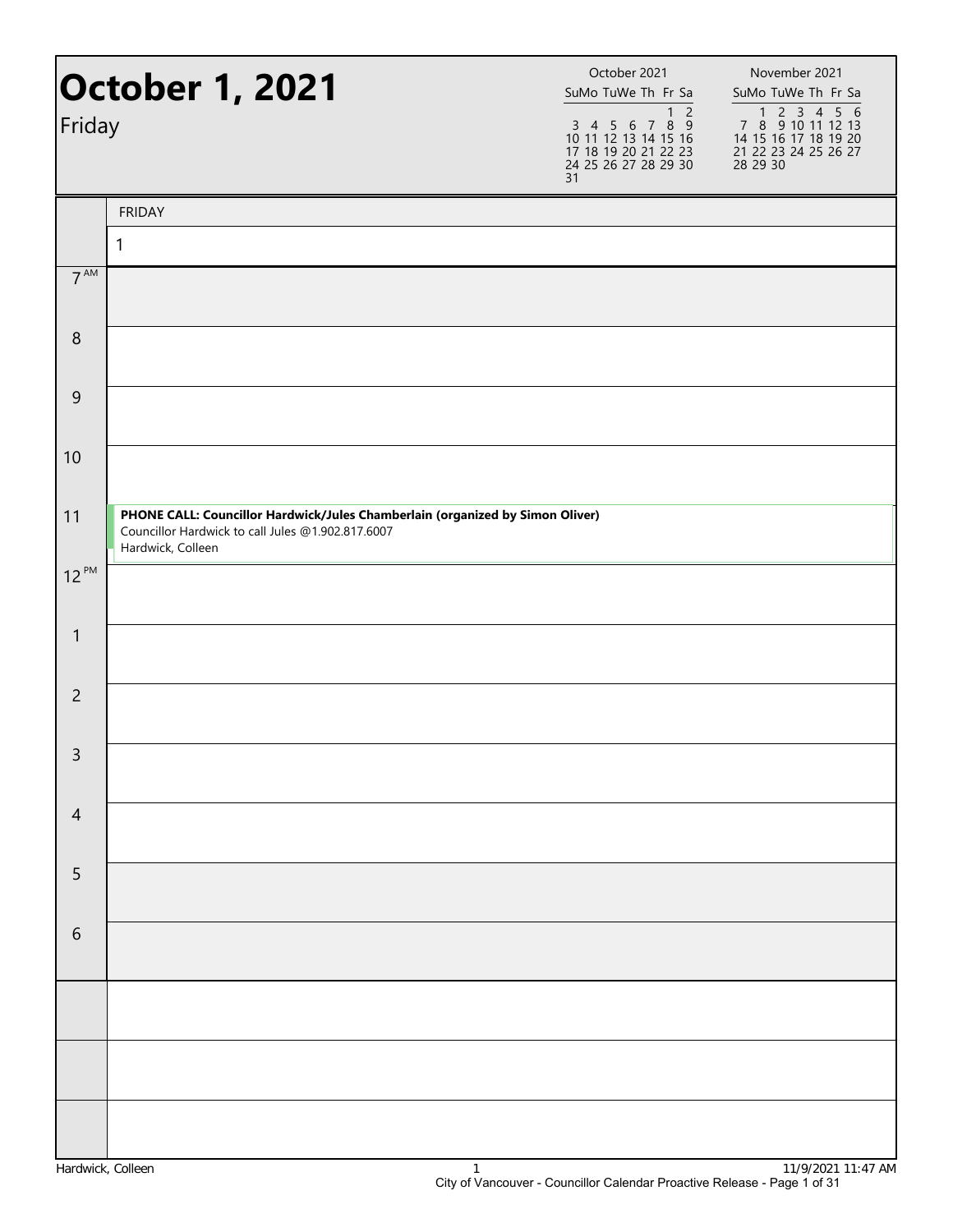# October 1, 2021

Friday

| October 2021 | | | | | | |
|---|---|---|---|---|---|---|
| Su | Mo | Tu | We | Th | Fr | Sa |
| | | | | | 1 | 2 |
| 3 | 4 | 5 | 6 | 7 | 8 | 9 |
| 10 | 11 | 12 | 13 | 14 | 15 | 16 |
| 17 | 18 | 19 | 20 | 21 | 22 | 23 |
| 24 | 25 | 26 | 27 | 28 | 29 | 30 |
| 31 | | | | | | |

| November 2021 | | | | | | |
|---|---|---|---|---|---|---|
| Su | Mo | Tu | We | Th | Fr | Sa |
| | 1 | 2 | 3 | 4 | 5 | 6 |
| 7 | 8 | 9 | 10 | 11 | 12 | 13 |
| 14 | 15 | 16 | 17 | 18 | 19 | 20 |
| 21 | 22 | 23 | 24 | 25 | 26 | 27 |
| 28 | 29 | 30 | | | | |

| | FRIDAY 1 |
|---|---|
| 7 AM | |
| 8 | |
| 9 | |
| 10 | |
| 11 | **PHONE CALL: Councillor Hardwick/Jules Chamberlain (organized by Simon Oliver)** Councillor Hardwick to call Jules @1.902.817.6007 Hardwick, Colleen |
| 12 PM | |
| 1 | |
| 2 | |
| 3 | |
| 4 | |
| 5 | |
| 6 | |

Hardwick, Colleen

11/9/2021 11:47 AM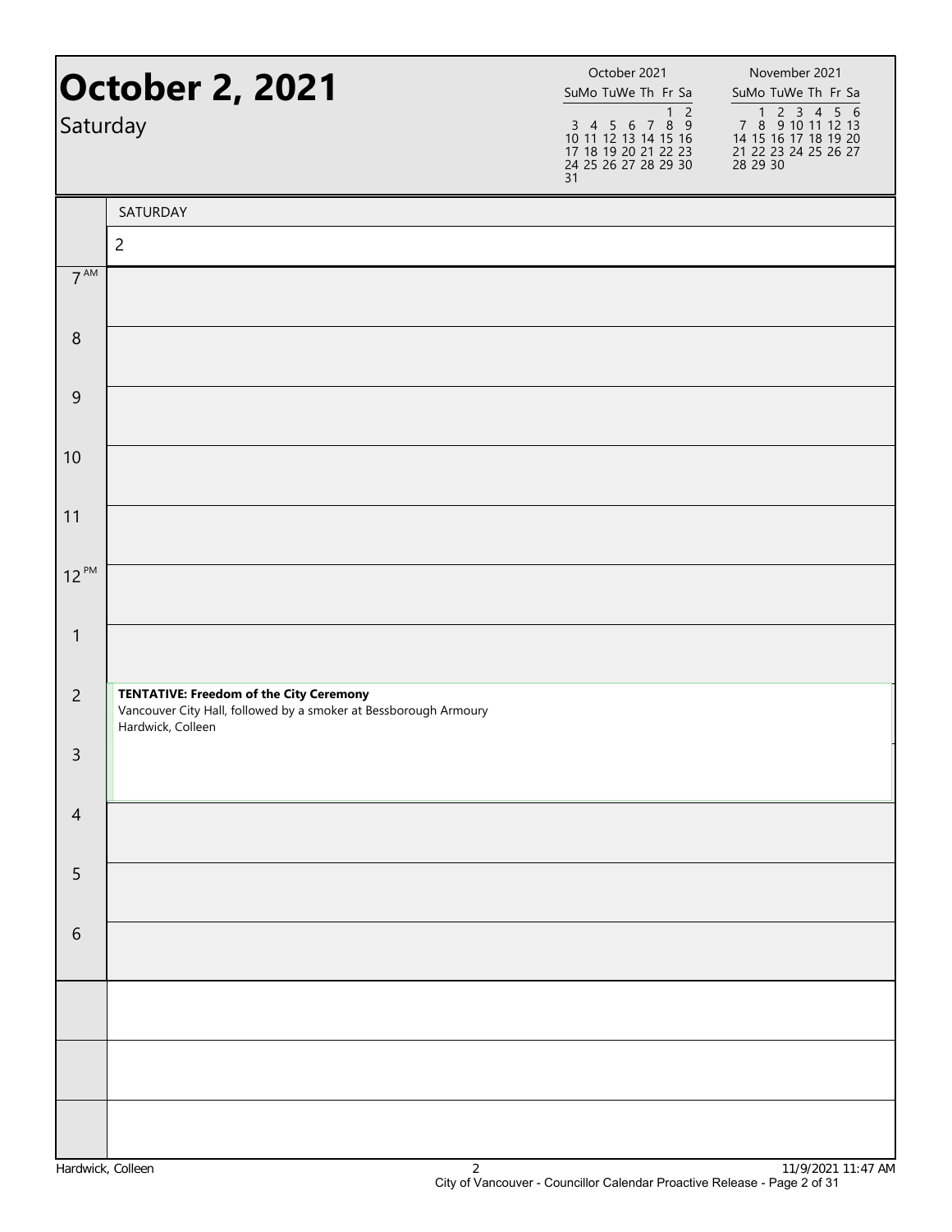# October 2, 2021

Saturday

| October 2021 | | | | | | |
|---|---|---|---|---|---|---|
| Su | Mo | Tu | We | Th | Fr | Sa |
| | | | | | 1 | 2 |
| 3 | 4 | 5 | 6 | 7 | 8 | 9 |
| 10 | 11 | 12 | 13 | 14 | 15 | 16 |
| 17 | 18 | 19 | 20 | 21 | 22 | 23 |
| 24 | 25 | 26 | 27 | 28 | 29 | 30 |
| 31 | | | | | | |

| November 2021 | | | | | | |
|---|---|---|---|---|---|---|
| Su | Mo | Tu | We | Th | Fr | Sa |
| | 1 | 2 | 3 | 4 | 5 | 6 |
| 7 | 8 | 9 | 10 | 11 | 12 | 13 |
| 14 | 15 | 16 | 17 | 18 | 19 | 20 |
| 21 | 22 | 23 | 24 | 25 | 26 | 27 |
| 28 | 29 | 30 | | | | |

| | SATURDAY |
|---|---|
| | 2 |
| 7 AM | |
| 8 | |
| 9 | |
| 10 | |
| 11 | |
| 12 PM | |
| 1 | |
| 2 | **TENTATIVE: Freedom of the City Ceremony** Vancouver City Hall, followed by a smoker at Bessborough Armoury Hardwick, Colleen |
| 3 | |
| 4 | |
| 5 | |
| 6 | |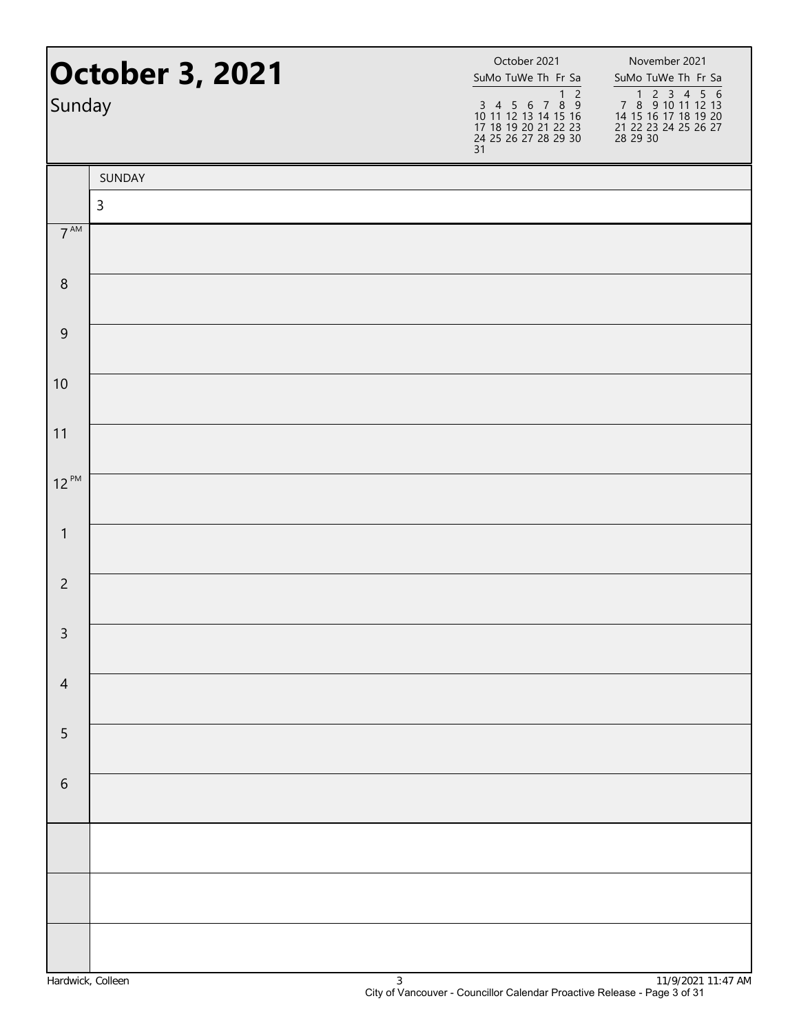# October 3, 2021

Sunday

| October 2021 | | | | | | |
|---|---|---|---|---|---|---|
| Su | Mo | Tu | We | Th | Fr | Sa |
| | | | | | 1 | 2 |
| 3 | 4 | 5 | 6 | 7 | 8 | 9 |
| 10 | 11 | 12 | 13 | 14 | 15 | 16 |
| 17 | 18 | 19 | 20 | 21 | 22 | 23 |
| 24 | 25 | 26 | 27 | 28 | 29 | 30 |
| 31 | | | | | | |

| November 2021 | | | | | | |
|---|---|---|---|---|---|---|
| Su | Mo | Tu | We | Th | Fr | Sa |
| | 1 | 2 | 3 | 4 | 5 | 6 |
| 7 | 8 | 9 | 10 | 11 | 12 | 13 |
| 14 | 15 | 16 | 17 | 18 | 19 | 20 |
| 21 | 22 | 23 | 24 | 25 | 26 | 27 |
| 28 | 29 | 30 | | | | |

| | SUNDAY |
|---|---|
| | 3 |
| 7 AM | |
| 8 | |
| 9 | |
| 10 | |
| 11 | |
| 12 PM | |
| 1 | |
| 2 | |
| 3 | |
| 4 | |
| 5 | |
| 6 | |
| | |
| | |
| | |

Hardwick, Colleen

11/9/2021 11:47 AM

City of Vancouver - Councillor Calendar Proactive Release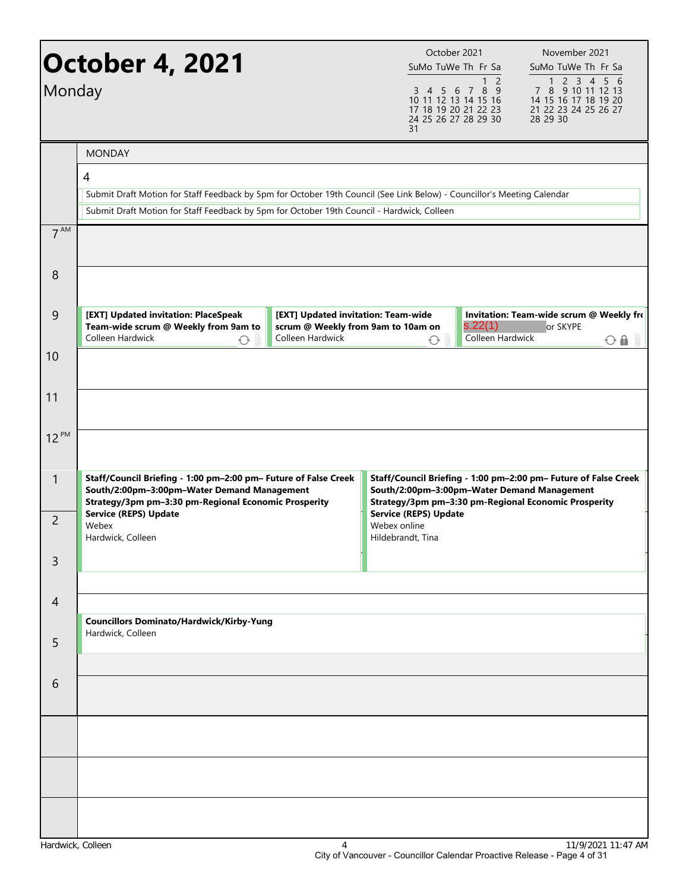# October 4, 2021

Monday

| October 2021 | | | | | | |
|---|---|---|---|---|---|---|
| Su | Mo | Tu | We | Th | Fr | Sa |
| | | | | | 1 | 2 |
| 3 | 4 | 5 | 6 | 7 | 8 | 9 |
| 10 | 11 | 12 | 13 | 14 | 15 | 16 |
| 17 | 18 | 19 | 20 | 21 | 22 | 23 |
| 24 | 25 | 26 | 27 | 28 | 29 | 30 |
| 31 | | | | | | |

| November 2021 | | | | | | |
|---|---|---|---|---|---|---|
| Su | Mo | Tu | We | Th | Fr | Sa |
| | 1 | 2 | 3 | 4 | 5 | 6 |
| 7 | 8 | 9 | 10 | 11 | 12 | 13 |
| 14 | 15 | 16 | 17 | 18 | 19 | 20 |
| 21 | 22 | 23 | 24 | 25 | 26 | 27 |
| 28 | 29 | 30 | | | | |

## MONDAY

4

- Submit Draft Motion for Staff Feedback by 5pm for October 19th Council (See Link Below) - Councillor's Meeting Calendar
- Submit Draft Motion for Staff Feedback by 5pm for October 19th Council - Hardwick, Colleen

**7 AM**

**8**

**9**

- **[EXT] Updated invitation: PlaceSpeak Team-wide scrum @ Weekly from 9am to** — Colleen Hardwick
- **[EXT] Updated invitation: Team-wide scrum @ Weekly from 9am to 10am on** — Colleen Hardwick
- **Invitation: Team-wide scrum @ Weekly fro** — s.22(1) or SKYPE — Colleen Hardwick

**10**

**11**

**12 PM**

**1**

- **Staff/Council Briefing - 1:00 pm–2:00 pm– Future of False Creek South/2:00pm–3:00pm–Water Demand Management Strategy/3pm pm–3:30 pm-Regional Economic Prosperity Service (REPS) Update**
  Webex
  Hardwick, Colleen
- **Staff/Council Briefing - 1:00 pm–2:00 pm– Future of False Creek South/2:00pm–3:00pm–Water Demand Management Strategy/3pm pm–3:30 pm-Regional Economic Prosperity Service (REPS) Update**
  Webex online
  Hildebrandt, Tina

**2**

**3**

**4**

- **Councillors Dominato/Hardwick/Kirby-Yung**
  Hardwick, Colleen

**5**

**6**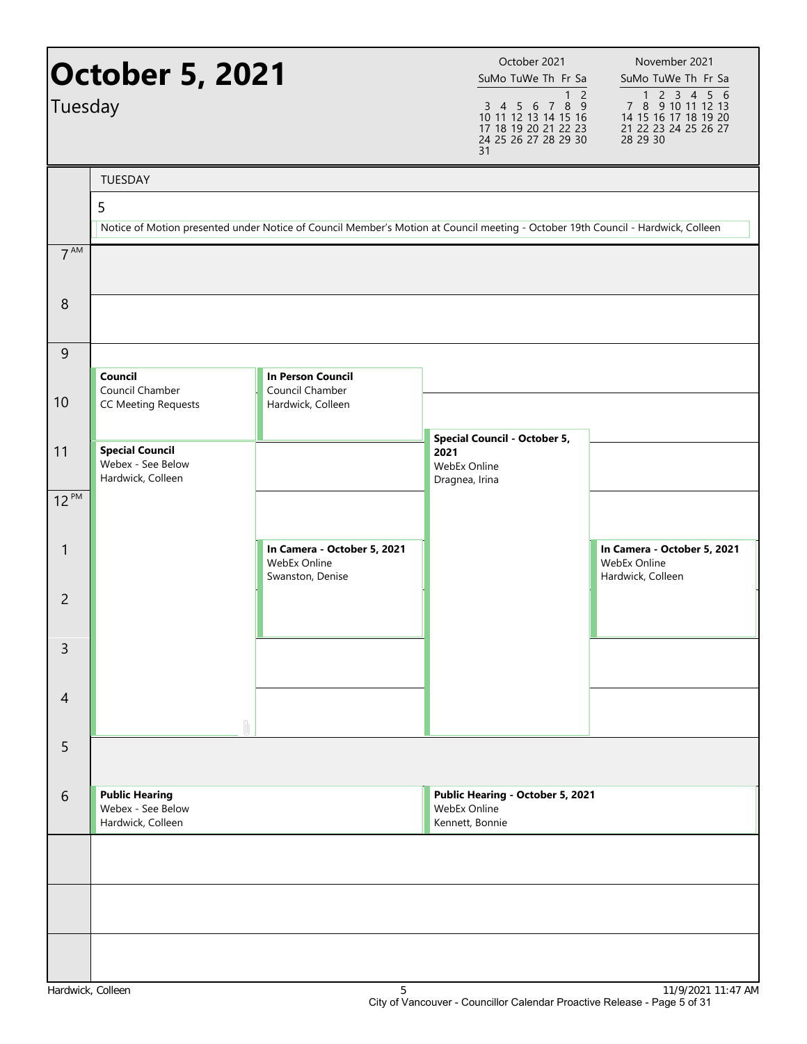# October 5, 2021

Tuesday

| October 2021 | | | | | | |
|---|---|---|---|---|---|---|
| Su | Mo | Tu | We | Th | Fr | Sa |
| | | | | | 1 | 2 |
| 3 | 4 | 5 | 6 | 7 | 8 | 9 |
| 10 | 11 | 12 | 13 | 14 | 15 | 16 |
| 17 | 18 | 19 | 20 | 21 | 22 | 23 |
| 24 | 25 | 26 | 27 | 28 | 29 | 30 |
| 31 | | | | | | |

| November 2021 | | | | | | |
|---|---|---|---|---|---|---|
| Su | Mo | Tu | We | Th | Fr | Sa |
| | 1 | 2 | 3 | 4 | 5 | 6 |
| 7 | 8 | 9 | 10 | 11 | 12 | 13 |
| 14 | 15 | 16 | 17 | 18 | 19 | 20 |
| 21 | 22 | 23 | 24 | 25 | 26 | 27 |
| 28 | 29 | 30 | | | | |

TUESDAY

5

Notice of Motion presented under Notice of Council Member's Motion at Council meeting - October 19th Council - Hardwick, Colleen

| Time | Event | Location | Organizer |
|---|---|---|---|
| 9:30 AM – 11:00 AM | **Council** | Council Chamber | CC Meeting Requests |
| 9:30 AM – 11:00 AM | **In Person Council** | Council Chamber | Hardwick, Colleen |
| 10:45 AM – 5:00 PM | **Special Council - October 5, 2021** | WebEx Online | Dragnea, Irina |
| 11:00 AM – 5:00 PM | **Special Council** | Webex - See Below | Hardwick, Colleen |
| 1:00 PM – 3:00 PM | **In Camera - October 5, 2021** | WebEx Online | Swanston, Denise |
| 1:00 PM – 3:00 PM | **In Camera - October 5, 2021** | WebEx Online | Hardwick, Colleen |
| 6:00 PM | **Public Hearing** | Webex - See Below | Hardwick, Colleen |
| 6:00 PM | **Public Hearing - October 5, 2021** | WebEx Online | Kennett, Bonnie |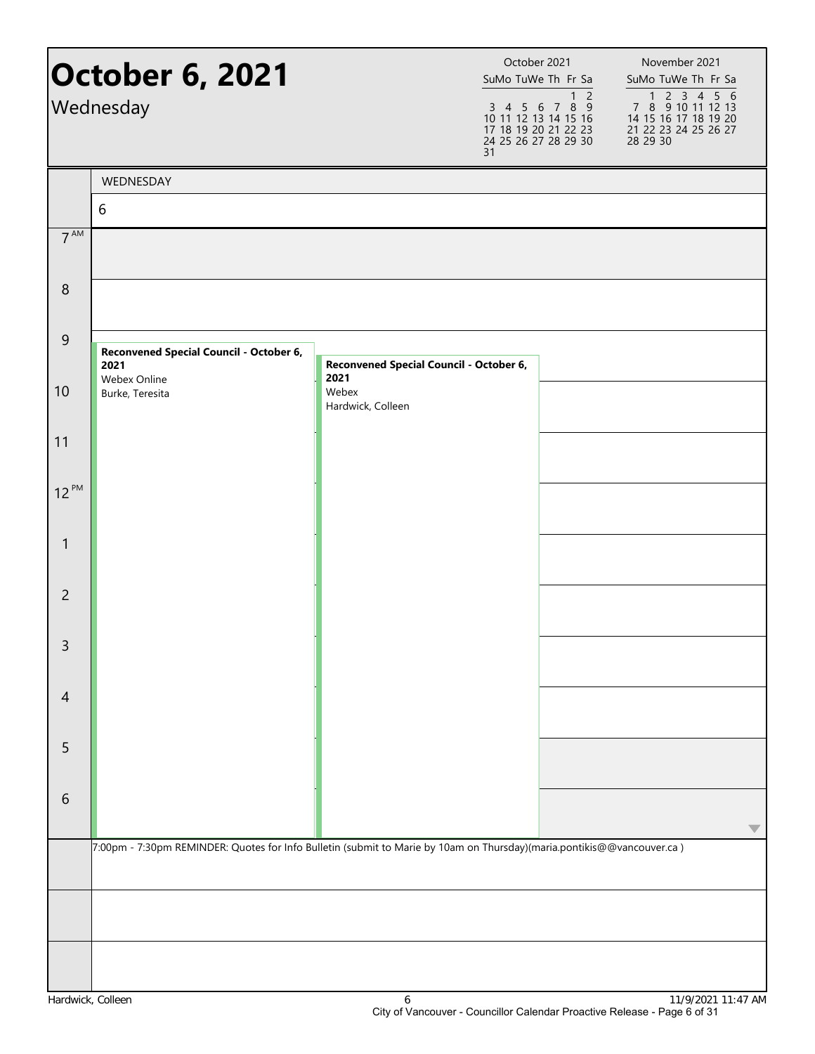# October 6, 2021

Wednesday

| October 2021 | | | | | | |
|---|---|---|---|---|---|---|
| Su | Mo | Tu | We | Th | Fr | Sa |
| | | | | | 1 | 2 |
| 3 | 4 | 5 | 6 | 7 | 8 | 9 |
| 10 | 11 | 12 | 13 | 14 | 15 | 16 |
| 17 | 18 | 19 | 20 | 21 | 22 | 23 |
| 24 | 25 | 26 | 27 | 28 | 29 | 30 |
| 31 | | | | | | |

| November 2021 | | | | | | |
|---|---|---|---|---|---|---|
| Su | Mo | Tu | We | Th | Fr | Sa |
| | 1 | 2 | 3 | 4 | 5 | 6 |
| 7 | 8 | 9 | 10 | 11 | 12 | 13 |
| 14 | 15 | 16 | 17 | 18 | 19 | 20 |
| 21 | 22 | 23 | 24 | 25 | 26 | 27 |
| 28 | 29 | 30 | | | | |

WEDNESDAY

6

| Time | Events | | |
|---|---|---|---|
| 7 AM | | | |
| 8 | | | |
| 9 | **Reconvened Special Council - October 6, 2021** Webex Online Burke, Teresita | **Reconvened Special Council - October 6, 2021** Webex Hardwick, Colleen | |
| 10 | | | |
| 11 | | | |
| 12 PM | | | |
| 1 | | | |
| 2 | | | |
| 3 | | | |
| 4 | | | |
| 5 | | | |
| 6 | | | |

7:00pm - 7:30pm REMINDER: Quotes for Info Bulletin (submit to Marie by 10am on Thursday)(maria.pontikis@@vancouver.ca )

Hardwick, Colleen

11/9/2021 11:47 AM

City of Vancouver - Councillor Calendar Proactive Release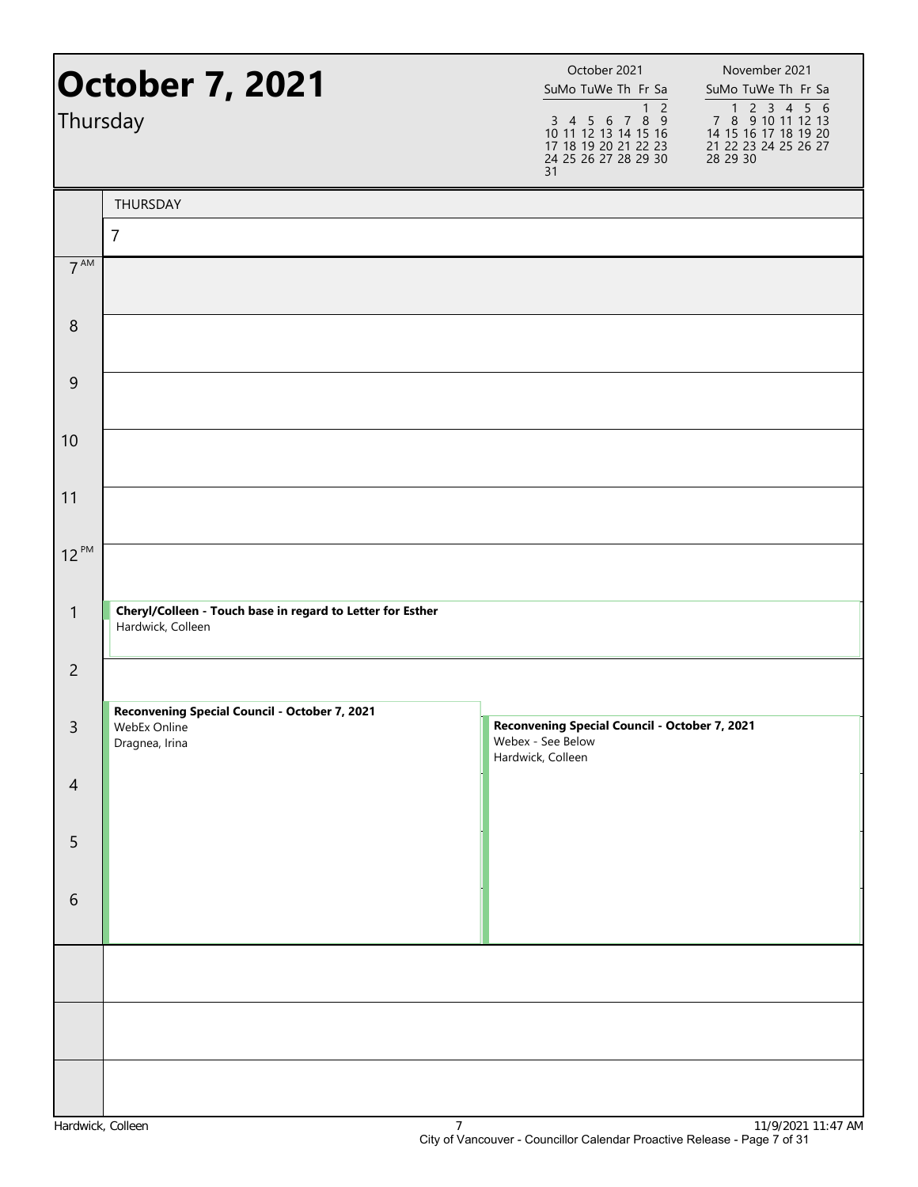# October 7, 2021

Thursday

| October 2021 | | | | | | |
|---|---|---|---|---|---|---|
| Su | Mo | Tu | We | Th | Fr | Sa |
| | | | | | 1 | 2 |
| 3 | 4 | 5 | 6 | 7 | 8 | 9 |
| 10 | 11 | 12 | 13 | 14 | 15 | 16 |
| 17 | 18 | 19 | 20 | 21 | 22 | 23 |
| 24 | 25 | 26 | 27 | 28 | 29 | 30 |
| 31 | | | | | | |

| November 2021 | | | | | | |
|---|---|---|---|---|---|---|
| Su | Mo | Tu | We | Th | Fr | Sa |
| | 1 | 2 | 3 | 4 | 5 | 6 |
| 7 | 8 | 9 | 10 | 11 | 12 | 13 |
| 14 | 15 | 16 | 17 | 18 | 19 | 20 |
| 21 | 22 | 23 | 24 | 25 | 26 | 27 |
| 28 | 29 | 30 | | | | |

THURSDAY 7

| Time | Events |
|---|---|
| 7 AM | |
| 8 | |
| 9 | |
| 10 | |
| 11 | |
| 12 PM | |
| 1 | **Cheryl/Colleen - Touch base in regard to Letter for Esther** Hardwick, Colleen |
| 2 | |
| 3 | **Reconvening Special Council - October 7, 2021** WebEx Online Dragnea, Irina; **Reconvening Special Council - October 7, 2021** Webex - See Below Hardwick, Colleen |
| 4 | |
| 5 | |
| 6 | |

Hardwick, Colleen 11/9/2021 11:47 AM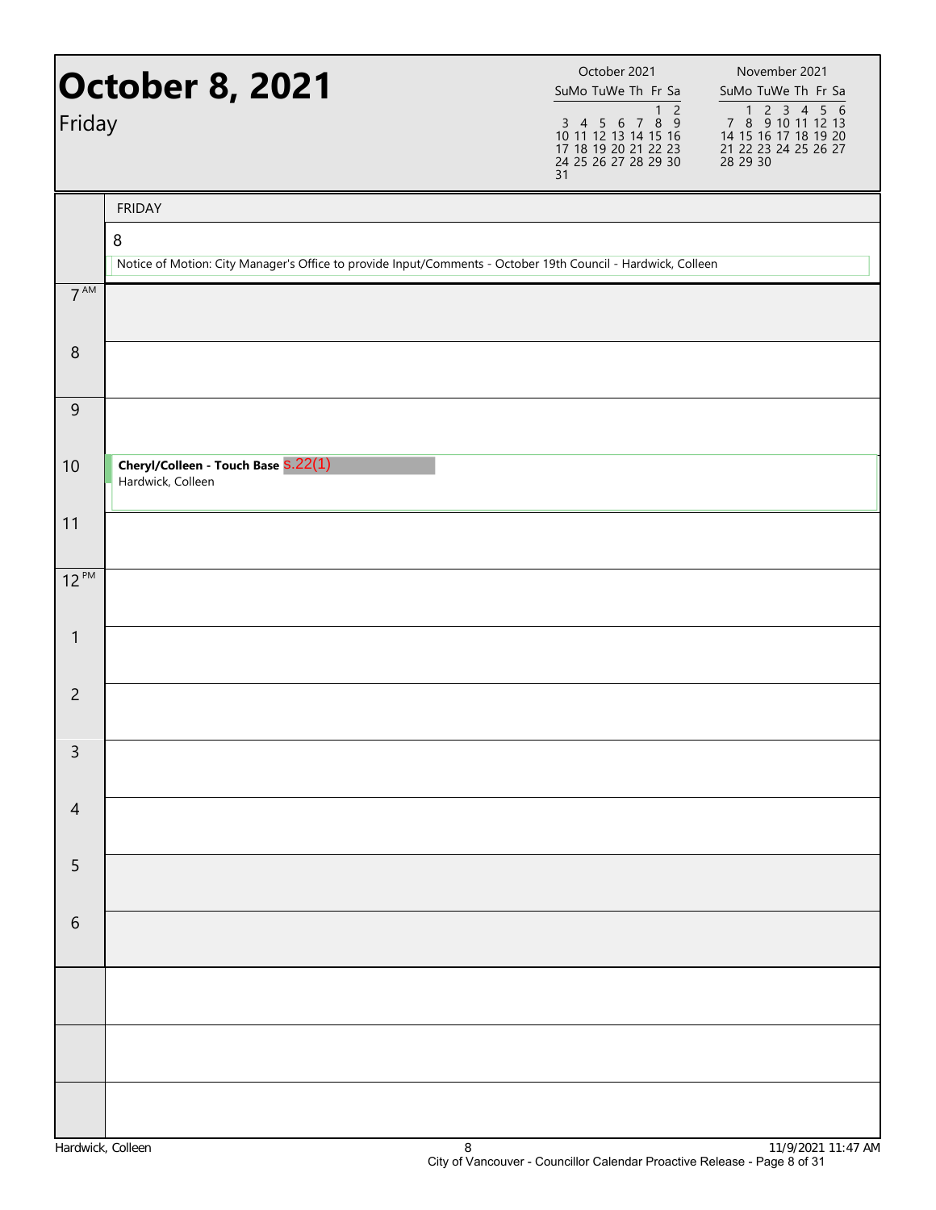# October 8, 2021

Friday

| October 2021 | | | | | | |
|---|---|---|---|---|---|---|
| Su | Mo | Tu | We | Th | Fr | Sa |
| | | | | | 1 | 2 |
| 3 | 4 | 5 | 6 | 7 | 8 | 9 |
| 10 | 11 | 12 | 13 | 14 | 15 | 16 |
| 17 | 18 | 19 | 20 | 21 | 22 | 23 |
| 24 | 25 | 26 | 27 | 28 | 29 | 30 |
| 31 | | | | | | |

| November 2021 | | | | | | |
|---|---|---|---|---|---|---|
| Su | Mo | Tu | We | Th | Fr | Sa |
| | 1 | 2 | 3 | 4 | 5 | 6 |
| 7 | 8 | 9 | 10 | 11 | 12 | 13 |
| 14 | 15 | 16 | 17 | 18 | 19 | 20 |
| 21 | 22 | 23 | 24 | 25 | 26 | 27 |
| 28 | 29 | 30 | | | | |

FRIDAY

8

Notice of Motion: City Manager's Office to provide Input/Comments - October 19th Council - Hardwick, Colleen

| Time | Event |
|---|---|
| 7 AM | |
| 8 | |
| 9 | |
| 10 | **Cheryl/Colleen - Touch Base** s.22(1) Hardwick, Colleen |
| 11 | |
| 12 PM | |
| 1 | |
| 2 | |
| 3 | |
| 4 | |
| 5 | |
| 6 | |

Hardwick, Colleen

11/9/2021 11:47 AM

City of Vancouver - Councillor Calendar Proactive Release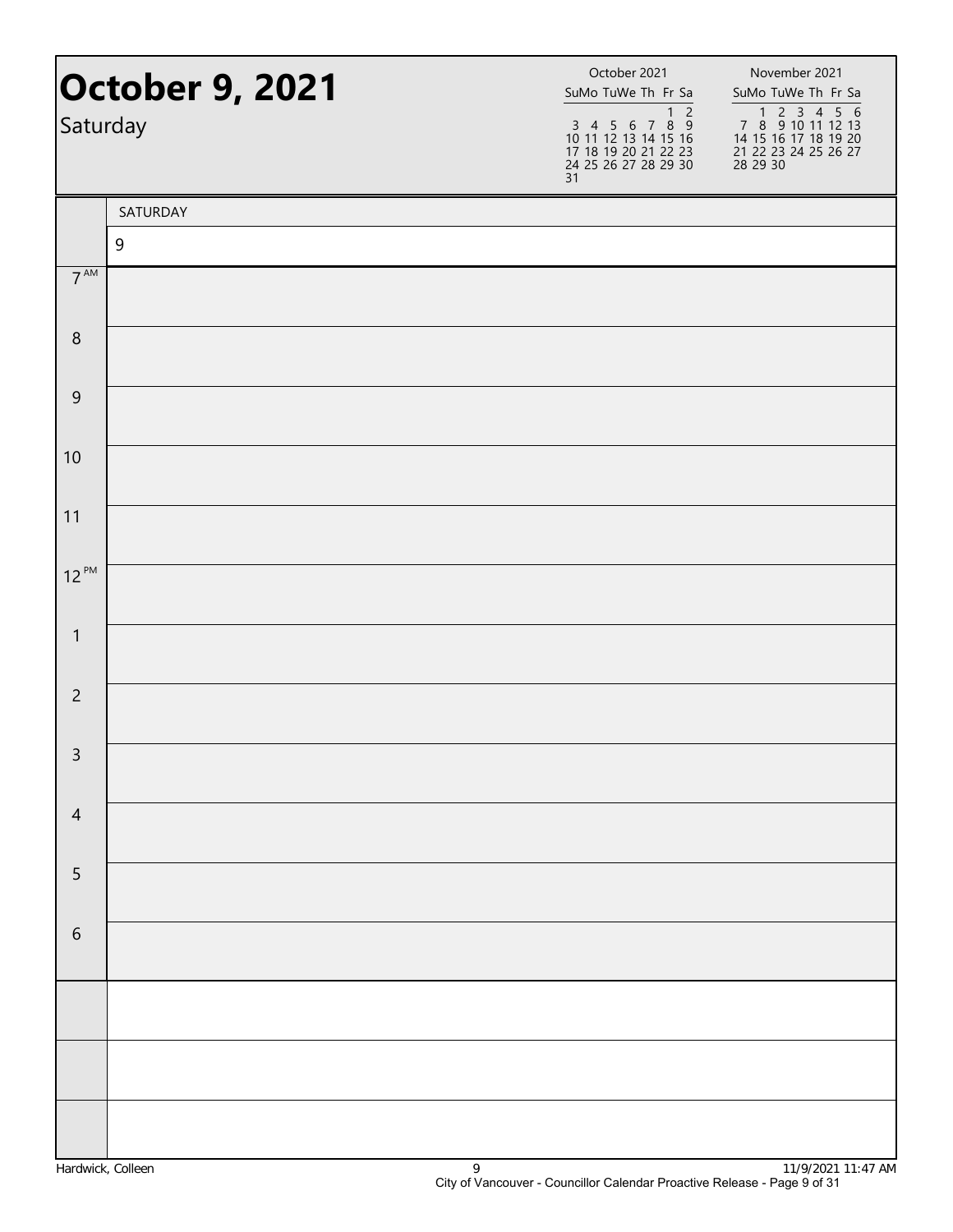# October 9, 2021

Saturday

| October 2021 | | | | | | |
|---|---|---|---|---|---|---|
| Su | Mo | Tu | We | Th | Fr | Sa |
| | | | | | 1 | 2 |
| 3 | 4 | 5 | 6 | 7 | 8 | 9 |
| 10 | 11 | 12 | 13 | 14 | 15 | 16 |
| 17 | 18 | 19 | 20 | 21 | 22 | 23 |
| 24 | 25 | 26 | 27 | 28 | 29 | 30 |
| 31 | | | | | | |

| November 2021 | | | | | | |
|---|---|---|---|---|---|---|
| Su | Mo | Tu | We | Th | Fr | Sa |
| | 1 | 2 | 3 | 4 | 5 | 6 |
| 7 | 8 | 9 | 10 | 11 | 12 | 13 |
| 14 | 15 | 16 | 17 | 18 | 19 | 20 |
| 21 | 22 | 23 | 24 | 25 | 26 | 27 |
| 28 | 29 | 30 | | | | |

| | SATURDAY |
|---|---|
| | 9 |
| 7 AM | |
| 8 | |
| 9 | |
| 10 | |
| 11 | |
| 12 PM | |
| 1 | |
| 2 | |
| 3 | |
| 4 | |
| 5 | |
| 6 | |
| | |
| | |
| | |

Hardwick, Colleen

11/9/2021 11:47 AM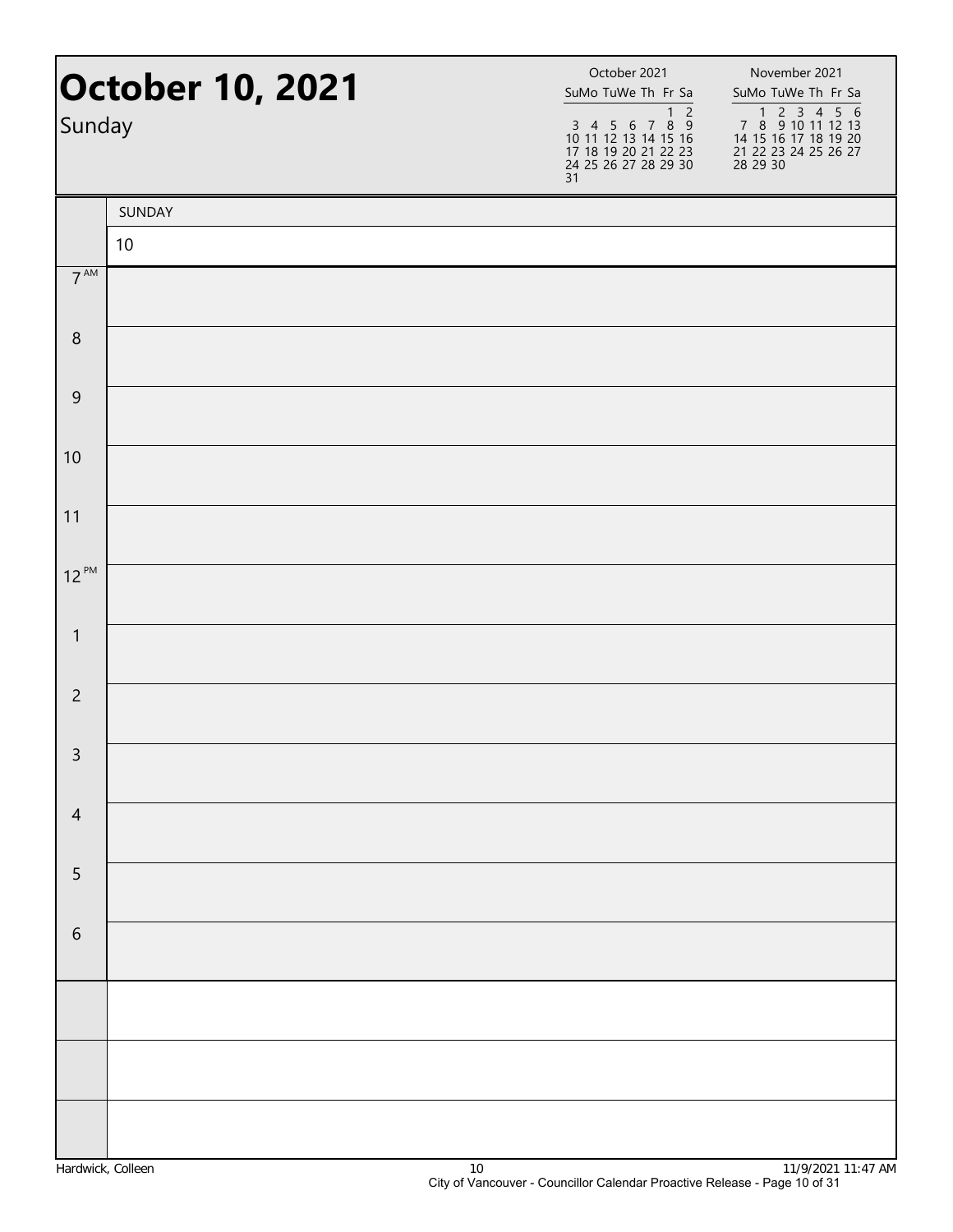# October 10, 2021

Sunday

| October 2021 | | | | | | |
|---|---|---|---|---|---|---|
| Su | Mo | Tu | We | Th | Fr | Sa |
| | | | | | 1 | 2 |
| 3 | 4 | 5 | 6 | 7 | 8 | 9 |
| 10 | 11 | 12 | 13 | 14 | 15 | 16 |
| 17 | 18 | 19 | 20 | 21 | 22 | 23 |
| 24 | 25 | 26 | 27 | 28 | 29 | 30 |
| 31 | | | | | | |

| November 2021 | | | | | | |
|---|---|---|---|---|---|---|
| Su | Mo | Tu | We | Th | Fr | Sa |
| | 1 | 2 | 3 | 4 | 5 | 6 |
| 7 | 8 | 9 | 10 | 11 | 12 | 13 |
| 14 | 15 | 16 | 17 | 18 | 19 | 20 |
| 21 | 22 | 23 | 24 | 25 | 26 | 27 |
| 28 | 29 | 30 | | | | |

| | SUNDAY |
|---|---|
| | 10 |
| 7 AM | |
| 8 | |
| 9 | |
| 10 | |
| 11 | |
| 12 PM | |
| 1 | |
| 2 | |
| 3 | |
| 4 | |
| 5 | |
| 6 | |
| | |
| | |
| | |

Hardwick, Colleen 10 11/9/2021 11:47 AM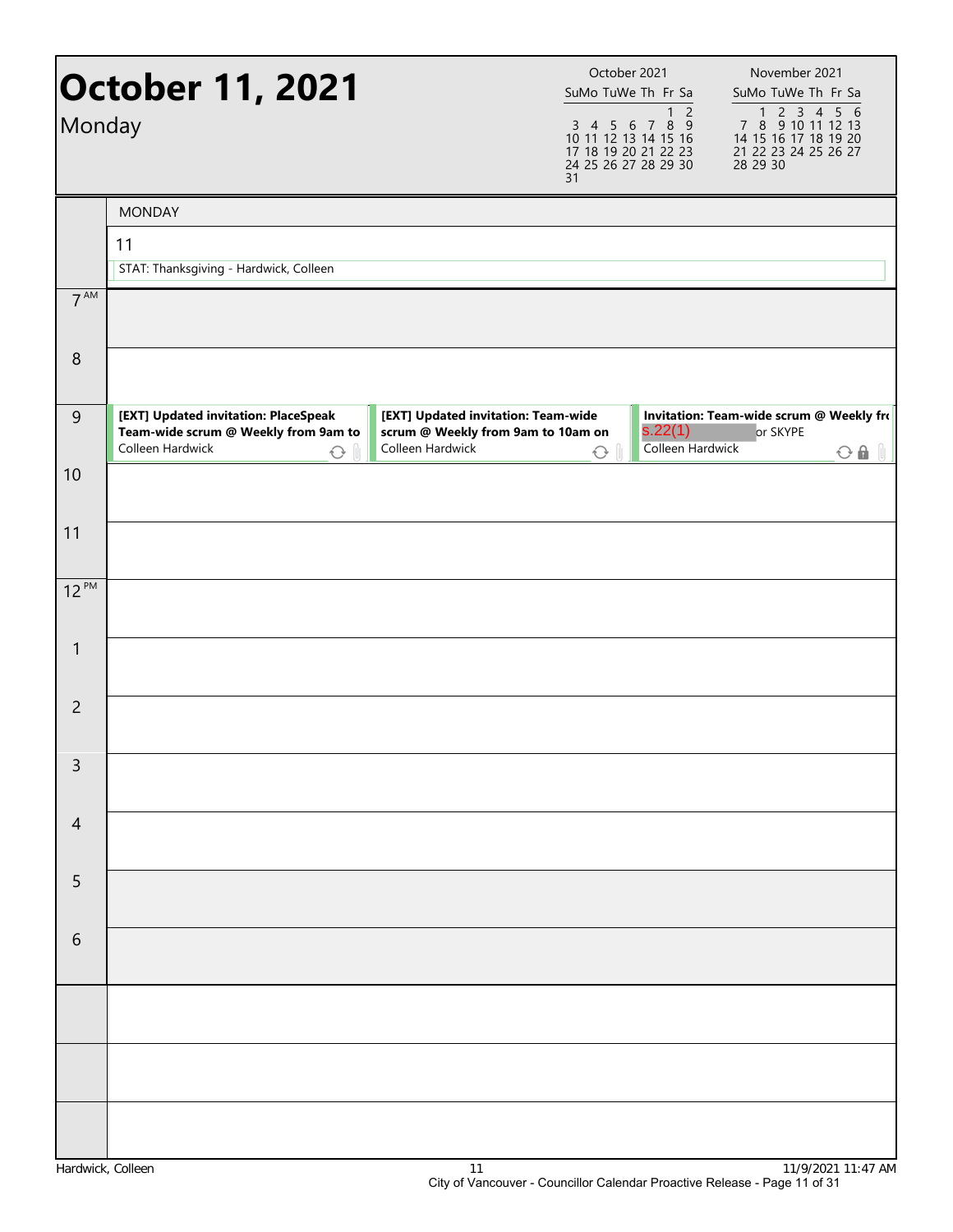# October 11, 2021

Monday

| October 2021 | | | | | | |
|---|---|---|---|---|---|---|
| Su | Mo | Tu | We | Th | Fr | Sa |
| | | | | | 1 | 2 |
| 3 | 4 | 5 | 6 | 7 | 8 | 9 |
| 10 | 11 | 12 | 13 | 14 | 15 | 16 |
| 17 | 18 | 19 | 20 | 21 | 22 | 23 |
| 24 | 25 | 26 | 27 | 28 | 29 | 30 |
| 31 | | | | | | |

| November 2021 | | | | | | |
|---|---|---|---|---|---|---|
| Su | Mo | Tu | We | Th | Fr | Sa |
| | 1 | 2 | 3 | 4 | 5 | 6 |
| 7 | 8 | 9 | 10 | 11 | 12 | 13 |
| 14 | 15 | 16 | 17 | 18 | 19 | 20 |
| 21 | 22 | 23 | 24 | 25 | 26 | 27 |
| 28 | 29 | 30 | | | | |

MONDAY

11

STAT: Thanksgiving - Hardwick, Colleen

| Time | Events |
|---|---|
| 7 AM | |
| 8 | |
| 9 | **[EXT] Updated invitation: PlaceSpeak Team-wide scrum @ Weekly from 9am to** — Colleen Hardwick; **[EXT] Updated invitation: Team-wide scrum @ Weekly from 9am to 10am on** — Colleen Hardwick; **Invitation: Team-wide scrum @ Weekly fr** — s.22(1) or SKYPE — Colleen Hardwick |
| 10 | |
| 11 | |
| 12 PM | |
| 1 | |
| 2 | |
| 3 | |
| 4 | |
| 5 | |
| 6 | |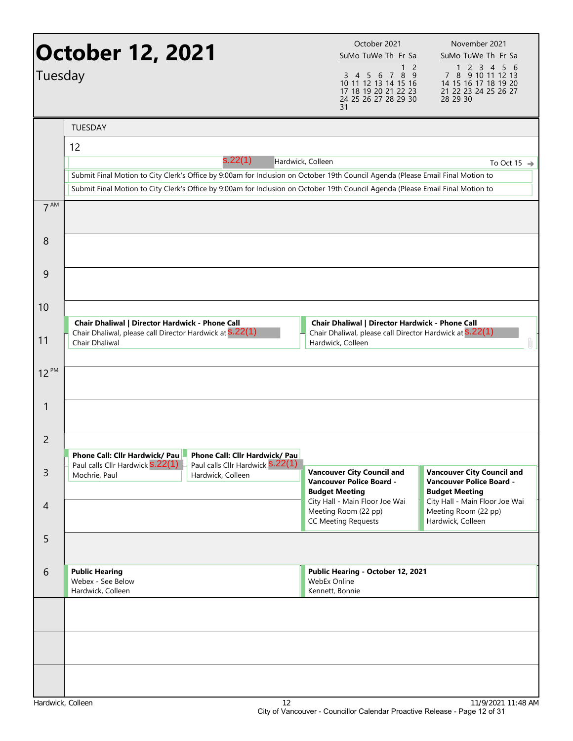# October 12, 2021

Tuesday

| October 2021 | | | | | | |
|---|---|---|---|---|---|---|
| Su | Mo | Tu | We | Th | Fr | Sa |
| | | | | | 1 | 2 |
| 3 | 4 | 5 | 6 | 7 | 8 | 9 |
| 10 | 11 | 12 | 13 | 14 | 15 | 16 |
| 17 | 18 | 19 | 20 | 21 | 22 | 23 |
| 24 | 25 | 26 | 27 | 28 | 29 | 30 |
| 31 | | | | | | |

| November 2021 | | | | | | |
|---|---|---|---|---|---|---|
| Su | Mo | Tu | We | Th | Fr | Sa |
| | 1 | 2 | 3 | 4 | 5 | 6 |
| 7 | 8 | 9 | 10 | 11 | 12 | 13 |
| 14 | 15 | 16 | 17 | 18 | 19 | 20 |
| 21 | 22 | 23 | 24 | 25 | 26 | 27 |
| 28 | 29 | 30 | | | | |

## TUESDAY 12

**All day:**

- s.22(1) Hardwick, Colleen — To Oct 15 →
- Submit Final Motion to City Clerk's Office by 9:00am for Inclusion on October 19th Council Agenda (Please Email Final Motion to
- Submit Final Motion to City Clerk's Office by 9:00am for Inclusion on October 19th Council Agenda (Please Email Final Motion to

**10:30 AM – 11:30 AM**

- **Chair Dhaliwal | Director Hardwick - Phone Call**
  Chair Dhaliwal, please call Director Hardwick at s.22(1)
  Chair Dhaliwal
- **Chair Dhaliwal | Director Hardwick - Phone Call**
  Chair Dhaliwal, please call Director Hardwick at s.22(1)
  Hardwick, Colleen

**2:30 PM**

- **Phone Call: Cllr Hardwick/ Pau**
  Paul calls Cllr Hardwick s.22(1)
  Mochrie, Paul
- **Phone Call: Cllr Hardwick/ Pau**
  Paul calls Cllr Hardwick s.22(1)
  Hardwick, Colleen

**3:00 PM – 5:00 PM**

- **Vancouver City Council and Vancouver Police Board - Budget Meeting**
  City Hall - Main Floor Joe Wai Meeting Room (22 pp)
  CC Meeting Requests
- **Vancouver City Council and Vancouver Police Board - Budget Meeting**
  City Hall - Main Floor Joe Wai Meeting Room (22 pp)
  Hardwick, Colleen

**6:00 PM**

- **Public Hearing**
  Webex - See Below
  Hardwick, Colleen
- **Public Hearing - October 12, 2021**
  WebEx Online
  Kennett, Bonnie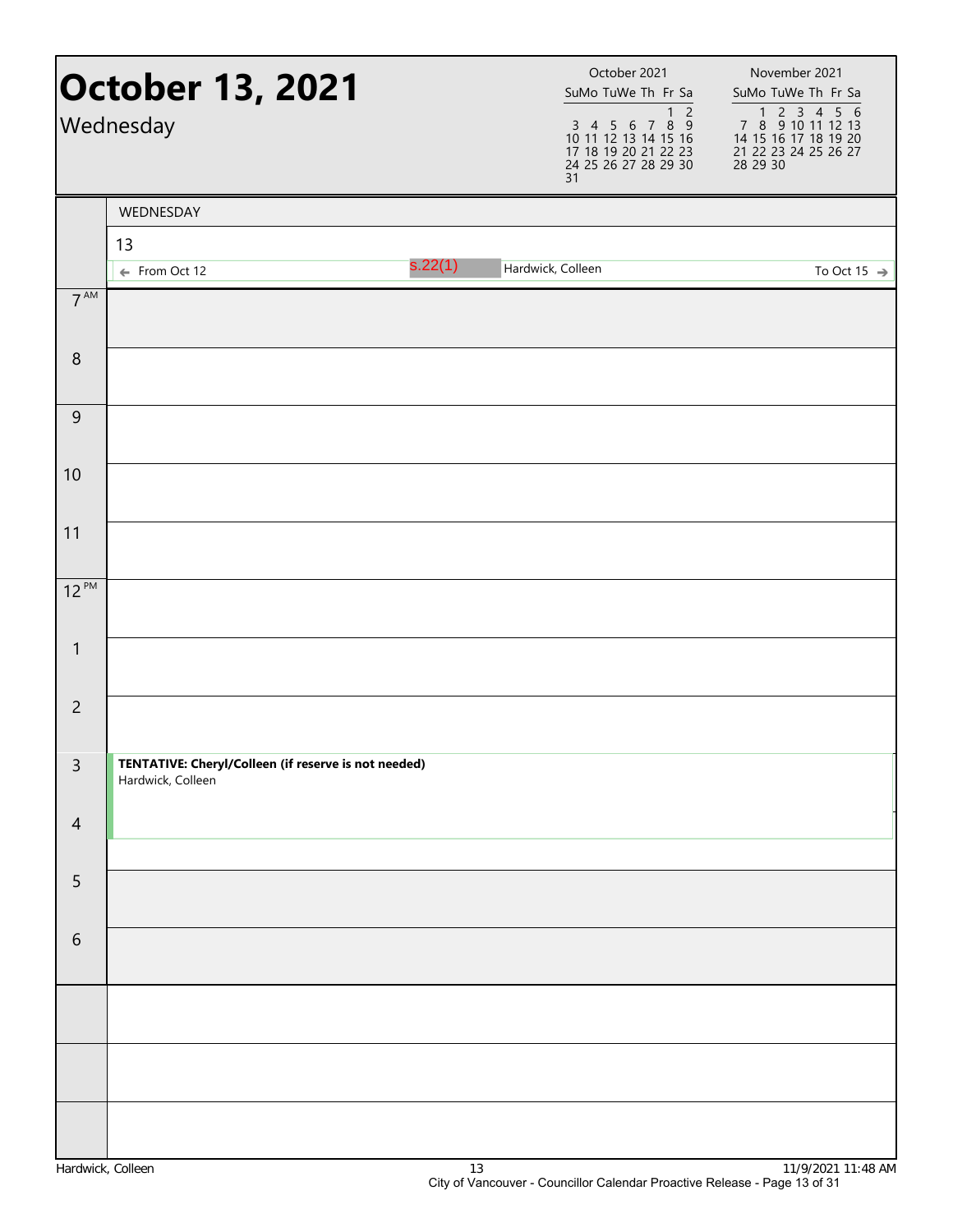# October 13, 2021

Wednesday

| October 2021 | | | | | | |
|---|---|---|---|---|---|---|
| Su | Mo | Tu | We | Th | Fr | Sa |
| | | | | | 1 | 2 |
| 3 | 4 | 5 | 6 | 7 | 8 | 9 |
| 10 | 11 | 12 | 13 | 14 | 15 | 16 |
| 17 | 18 | 19 | 20 | 21 | 22 | 23 |
| 24 | 25 | 26 | 27 | 28 | 29 | 30 |
| 31 | | | | | | |

| November 2021 | | | | | | |
|---|---|---|---|---|---|---|
| Su | Mo | Tu | We | Th | Fr | Sa |
| | 1 | 2 | 3 | 4 | 5 | 6 |
| 7 | 8 | 9 | 10 | 11 | 12 | 13 |
| 14 | 15 | 16 | 17 | 18 | 19 | 20 |
| 21 | 22 | 23 | 24 | 25 | 26 | 27 |
| 28 | 29 | 30 | | | | |

WEDNESDAY

13

← From Oct 12 s.22(1) Hardwick, Colleen To Oct 15 →

| Time | Event |
|---|---|
| 7 AM | |
| 8 | |
| 9 | |
| 10 | |
| 11 | |
| 12 PM | |
| 1 | |
| 2 | |
| 3 | **TENTATIVE: Cheryl/Colleen (if reserve is not needed)** Hardwick, Colleen |
| 4 | |
| 5 | |
| 6 | |

Hardwick, Colleen

11/9/2021 11:48 AM

City of Vancouver - Councillor Calendar Proactive Release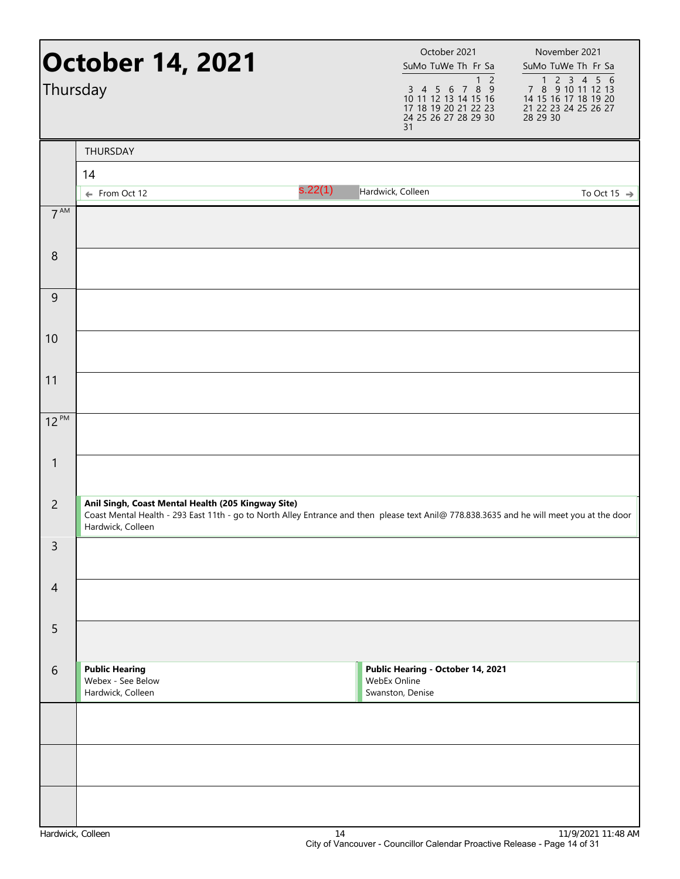# October 14, 2021

Thursday

| October 2021 | | | | | | |
|---|---|---|---|---|---|---|
| Su | Mo | Tu | We | Th | Fr | Sa |
| | | | | | 1 | 2 |
| 3 | 4 | 5 | 6 | 7 | 8 | 9 |
| 10 | 11 | 12 | 13 | 14 | 15 | 16 |
| 17 | 18 | 19 | 20 | 21 | 22 | 23 |
| 24 | 25 | 26 | 27 | 28 | 29 | 30 |
| 31 | | | | | | |

| November 2021 | | | | | | |
|---|---|---|---|---|---|---|
| Su | Mo | Tu | We | Th | Fr | Sa |
| | 1 | 2 | 3 | 4 | 5 | 6 |
| 7 | 8 | 9 | 10 | 11 | 12 | 13 |
| 14 | 15 | 16 | 17 | 18 | 19 | 20 |
| 21 | 22 | 23 | 24 | 25 | 26 | 27 |
| 28 | 29 | 30 | | | | |

THURSDAY

14

← From Oct 12 s.22(1) Hardwick, Colleen To Oct 15 →

| Time | Event |
|---|---|
| 7 AM | |
| 8 | |
| 9 | |
| 10 | |
| 11 | |
| 12 PM | |
| 1 | |
| 2 | **Anil Singh, Coast Mental Health (205 Kingway Site)** Coast Mental Health - 293 East 11th - go to North Alley Entrance and then please text Anil@ 778.838.3635 and he will meet you at the door Hardwick, Colleen |
| 3 | |
| 4 | |
| 5 | |
| 6 | **Public Hearing** Webex - See Below Hardwick, Colleen |
| 6 | **Public Hearing - October 14, 2021** WebEx Online Swanston, Denise |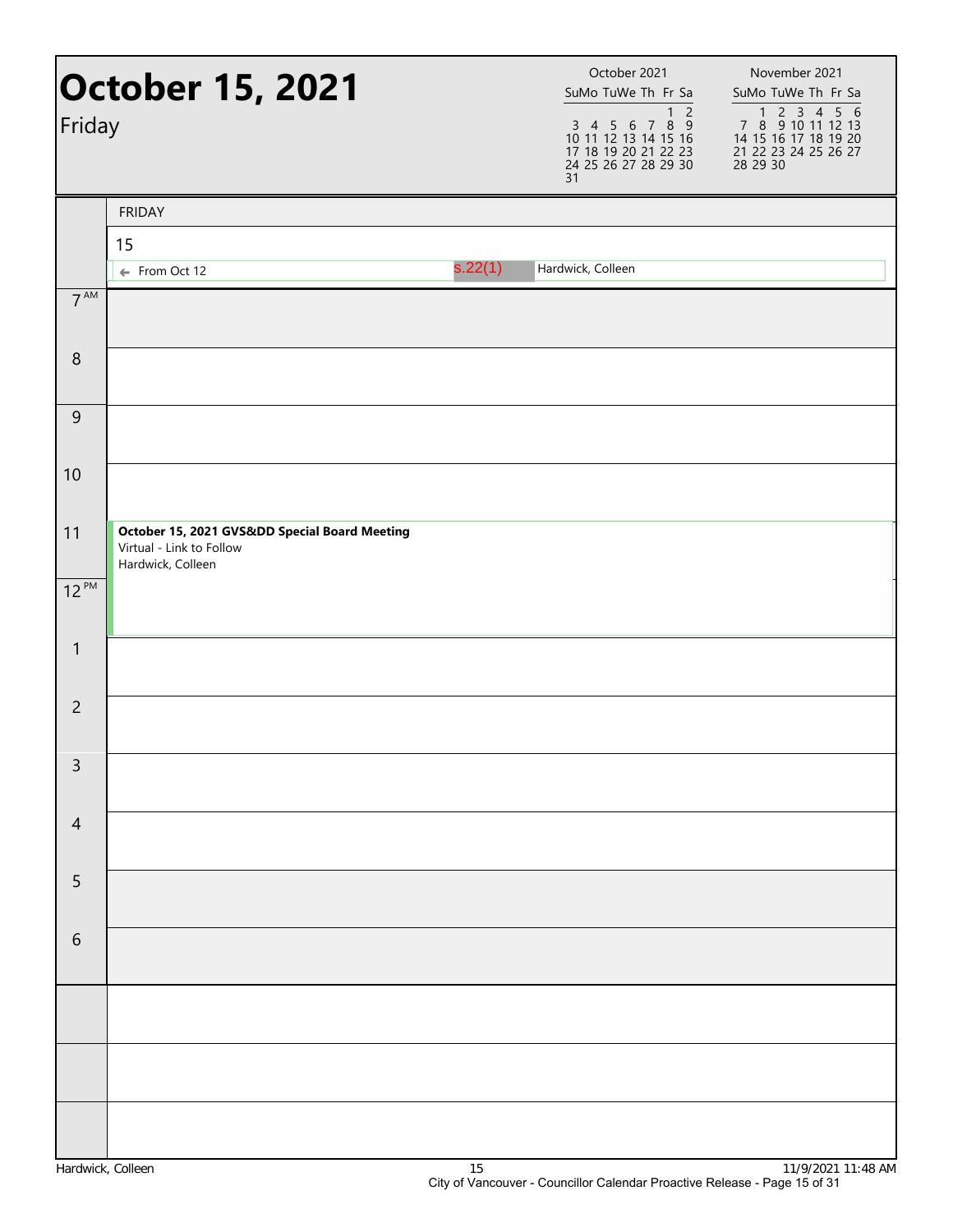# October 15, 2021

Friday

| October 2021 | | | | | | |
|---|---|---|---|---|---|---|
| Su | Mo | Tu | We | Th | Fr | Sa |
| | | | | | 1 | 2 |
| 3 | 4 | 5 | 6 | 7 | 8 | 9 |
| 10 | 11 | 12 | 13 | 14 | 15 | 16 |
| 17 | 18 | 19 | 20 | 21 | 22 | 23 |
| 24 | 25 | 26 | 27 | 28 | 29 | 30 |
| 31 | | | | | | |

| November 2021 | | | | | | |
|---|---|---|---|---|---|---|
| Su | Mo | Tu | We | Th | Fr | Sa |
| | 1 | 2 | 3 | 4 | 5 | 6 |
| 7 | 8 | 9 | 10 | 11 | 12 | 13 |
| 14 | 15 | 16 | 17 | 18 | 19 | 20 |
| 21 | 22 | 23 | 24 | 25 | 26 | 27 |
| 28 | 29 | 30 | | | | |

FRIDAY

15

← From Oct 12 s.22(1) Hardwick, Colleen

| Time | Event |
|---|---|
| 7 AM | |
| 8 | |
| 9 | |
| 10 | |
| 11 | **October 15, 2021 GVS&DD Special Board Meeting**<br>Virtual - Link to Follow<br>Hardwick, Colleen |
| 12 PM | |
| 1 | |
| 2 | |
| 3 | |
| 4 | |
| 5 | |
| 6 | |

Hardwick, Colleen

11/9/2021 11:48 AM

City of Vancouver - Councillor Calendar Proactive Release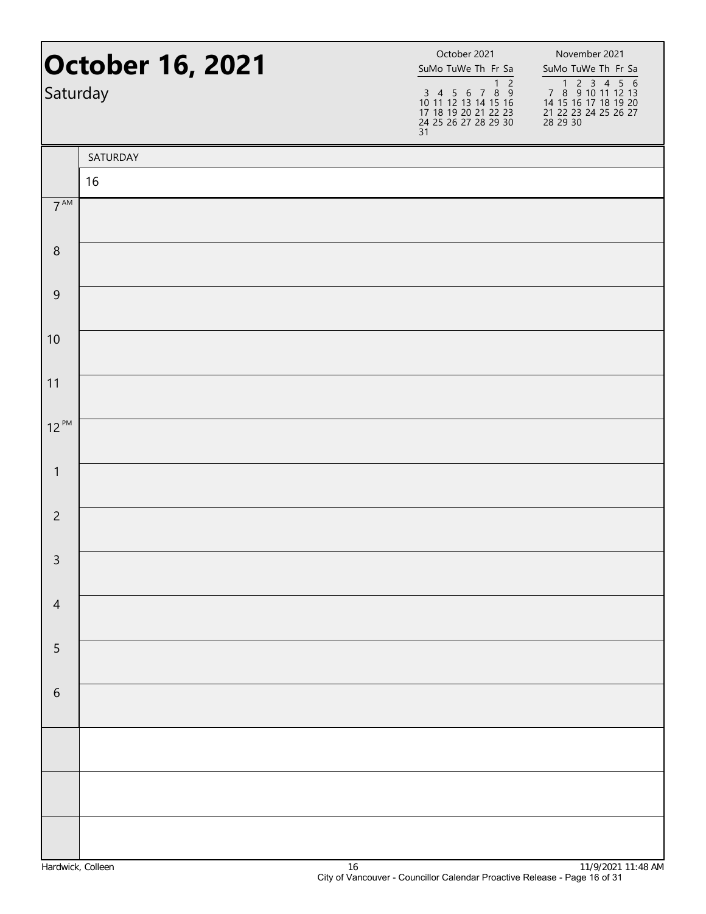# October 16, 2021

Saturday

| October 2021 | | | | | | |
|---|---|---|---|---|---|---|
| Su | Mo | Tu | We | Th | Fr | Sa |
| | | | | | 1 | 2 |
| 3 | 4 | 5 | 6 | 7 | 8 | 9 |
| 10 | 11 | 12 | 13 | 14 | 15 | 16 |
| 17 | 18 | 19 | 20 | 21 | 22 | 23 |
| 24 | 25 | 26 | 27 | 28 | 29 | 30 |
| 31 | | | | | | |

| November 2021 | | | | | | |
|---|---|---|---|---|---|---|
| Su | Mo | Tu | We | Th | Fr | Sa |
| | 1 | 2 | 3 | 4 | 5 | 6 |
| 7 | 8 | 9 | 10 | 11 | 12 | 13 |
| 14 | 15 | 16 | 17 | 18 | 19 | 20 |
| 21 | 22 | 23 | 24 | 25 | 26 | 27 |
| 28 | 29 | 30 | | | | |

| | SATURDAY |
|---|---|
| | 16 |
| 7 AM | |
| 8 | |
| 9 | |
| 10 | |
| 11 | |
| 12 PM | |
| 1 | |
| 2 | |
| 3 | |
| 4 | |
| 5 | |
| 6 | |
| | |
| | |
| | |

Hardwick, Colleen 11/9/2021 11:48 AM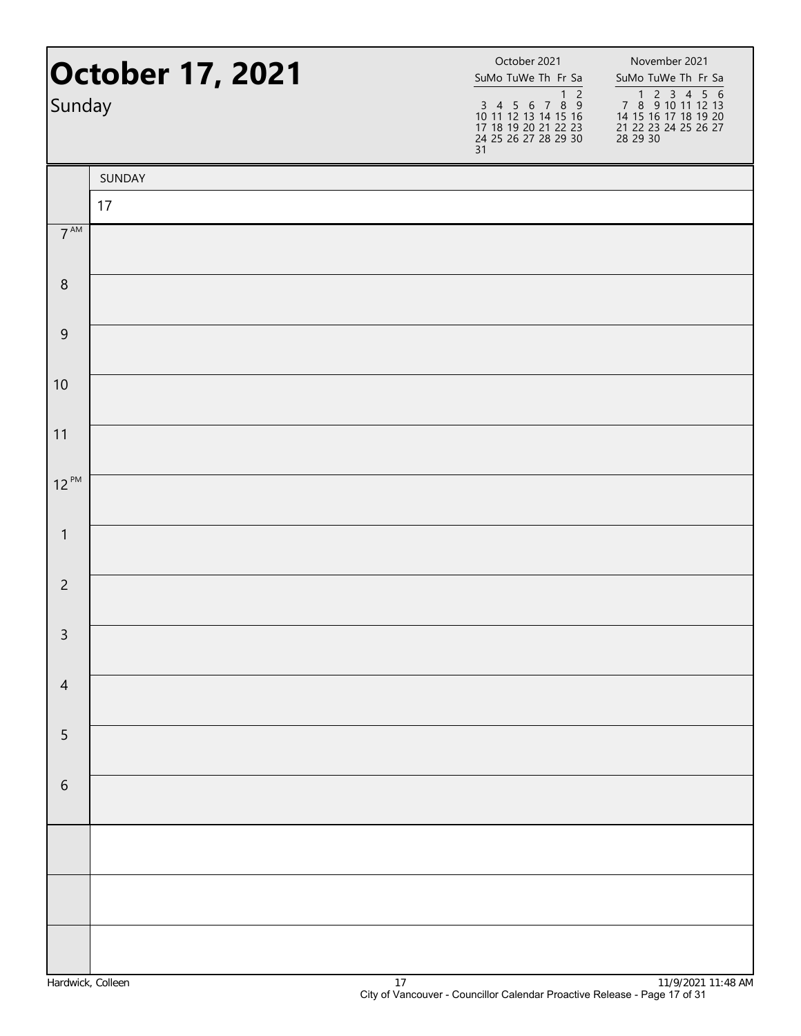# October 17, 2021

Sunday

| October 2021 | | | | | | |
|---|---|---|---|---|---|---|
| Su | Mo | Tu | We | Th | Fr | Sa |
| | | | | | 1 | 2 |
| 3 | 4 | 5 | 6 | 7 | 8 | 9 |
| 10 | 11 | 12 | 13 | 14 | 15 | 16 |
| 17 | 18 | 19 | 20 | 21 | 22 | 23 |
| 24 | 25 | 26 | 27 | 28 | 29 | 30 |
| 31 | | | | | | |

| November 2021 | | | | | | |
|---|---|---|---|---|---|---|
| Su | Mo | Tu | We | Th | Fr | Sa |
| | 1 | 2 | 3 | 4 | 5 | 6 |
| 7 | 8 | 9 | 10 | 11 | 12 | 13 |
| 14 | 15 | 16 | 17 | 18 | 19 | 20 |
| 21 | 22 | 23 | 24 | 25 | 26 | 27 |
| 28 | 29 | 30 | | | | |

| | SUNDAY |
|---|---|
| | 17 |
| 7 AM | |
| 8 | |
| 9 | |
| 10 | |
| 11 | |
| 12 PM | |
| 1 | |
| 2 | |
| 3 | |
| 4 | |
| 5 | |
| 6 | |
| | |
| | |
| | |

Hardwick, Colleen 17 11/9/2021 11:48 AM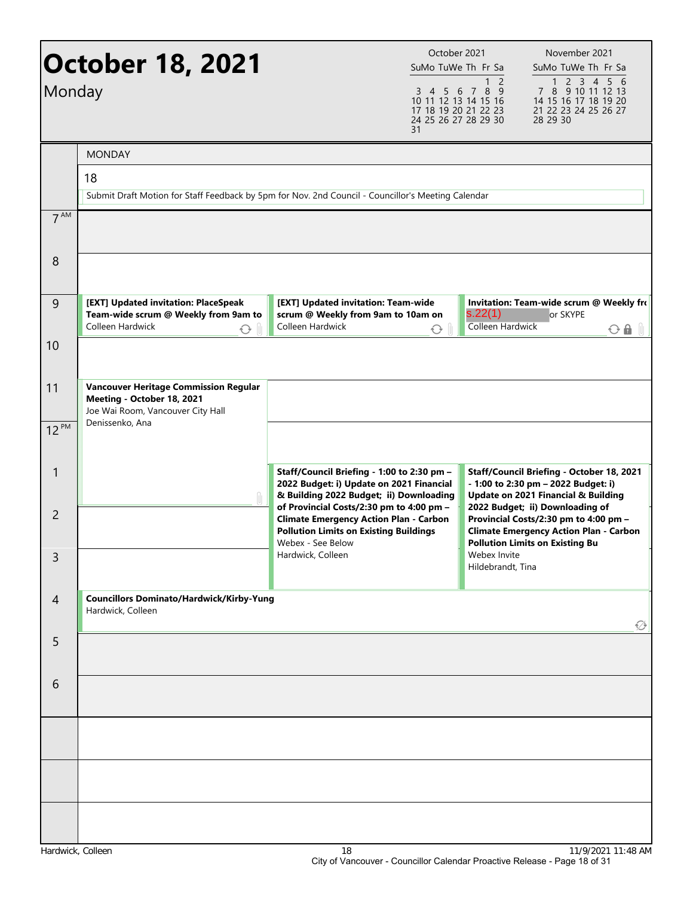# October 18, 2021

Monday

| October 2021 | | | | | | |
|---|---|---|---|---|---|---|
| Su | Mo | Tu | We | Th | Fr | Sa |
| | | | | | 1 | 2 |
| 3 | 4 | 5 | 6 | 7 | 8 | 9 |
| 10 | 11 | 12 | 13 | 14 | 15 | 16 |
| 17 | 18 | 19 | 20 | 21 | 22 | 23 |
| 24 | 25 | 26 | 27 | 28 | 29 | 30 |
| 31 | | | | | | |

| November 2021 | | | | | | |
|---|---|---|---|---|---|---|
| Su | Mo | Tu | We | Th | Fr | Sa |
| | 1 | 2 | 3 | 4 | 5 | 6 |
| 7 | 8 | 9 | 10 | 11 | 12 | 13 |
| 14 | 15 | 16 | 17 | 18 | 19 | 20 |
| 21 | 22 | 23 | 24 | 25 | 26 | 27 |
| 28 | 29 | 30 | | | | |

## MONDAY 18

Submit Draft Motion for Staff Feedback by 5pm for Nov. 2nd Council - Councillor's Meeting Calendar

**7 AM**

**8**

**9**

- **[EXT] Updated invitation: PlaceSpeak Team-wide scrum @ Weekly from 9am to**
  Colleen Hardwick
- **[EXT] Updated invitation: Team-wide scrum @ Weekly from 9am to 10am on**
  Colleen Hardwick
- **Invitation: Team-wide scrum @ Weekly fr**
  s.22(1) or SKYPE
  Colleen Hardwick

**10**

**11**

- **Vancouver Heritage Commission Regular Meeting - October 18, 2021**
  Joe Wai Room, Vancouver City Hall
  Denissenko, Ana

**12 PM**

**1**

- **Staff/Council Briefing - 1:00 to 2:30 pm – 2022 Budget: i) Update on 2021 Financial & Building 2022 Budget; ii) Downloading of Provincial Costs/2:30 pm to 4:00 pm – Climate Emergency Action Plan - Carbon Pollution Limits on Existing Buildings**
  Webex - See Below
  Hardwick, Colleen
- **Staff/Council Briefing - October 18, 2021 - 1:00 to 2:30 pm – 2022 Budget: i) Update on 2021 Financial & Building 2022 Budget; ii) Downloading of Provincial Costs/2:30 pm to 4:00 pm – Climate Emergency Action Plan - Carbon Pollution Limits on Existing Bu**
  Webex Invite
  Hildebrandt, Tina

**2**

**3**

**4**

- **Councillors Dominato/Hardwick/Kirby-Yung**
  Hardwick, Colleen

**5**

**6**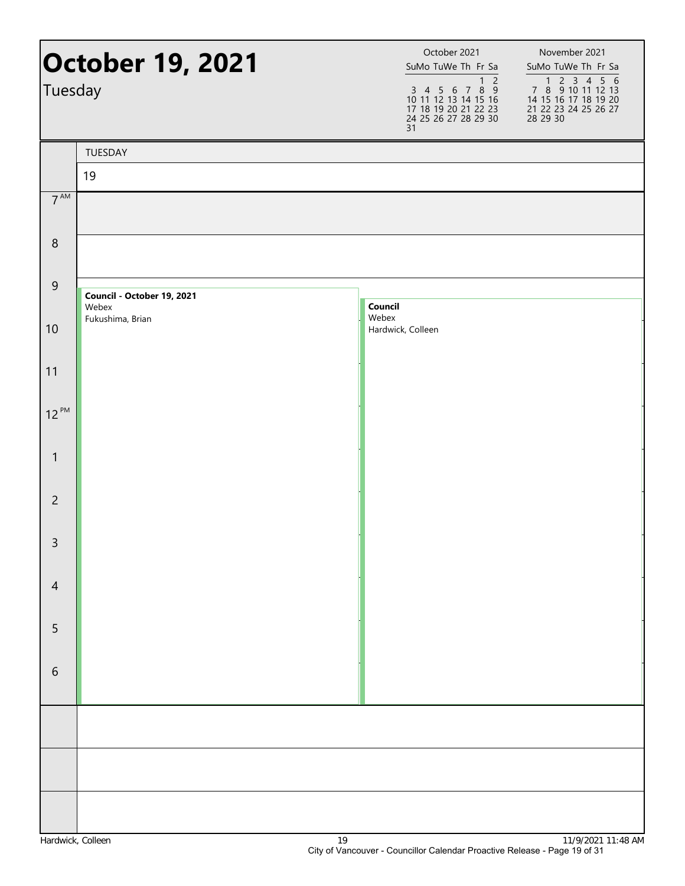# October 19, 2021

Tuesday

| October 2021 | | | | | | |
|---|---|---|---|---|---|---|
| Su | Mo | Tu | We | Th | Fr | Sa |
| | | | | | 1 | 2 |
| 3 | 4 | 5 | 6 | 7 | 8 | 9 |
| 10 | 11 | 12 | 13 | 14 | 15 | 16 |
| 17 | 18 | 19 | 20 | 21 | 22 | 23 |
| 24 | 25 | 26 | 27 | 28 | 29 | 30 |
| 31 | | | | | | |

| November 2021 | | | | | | |
|---|---|---|---|---|---|---|
| Su | Mo | Tu | We | Th | Fr | Sa |
| | 1 | 2 | 3 | 4 | 5 | 6 |
| 7 | 8 | 9 | 10 | 11 | 12 | 13 |
| 14 | 15 | 16 | 17 | 18 | 19 | 20 |
| 21 | 22 | 23 | 24 | 25 | 26 | 27 |
| 28 | 29 | 30 | | | | |

TUESDAY 19

| Time | Event | Event |
|---|---|---|
| 7 AM | | |
| 8 | | |
| 9 | **Council - October 19, 2021**<br>Webex<br>Fukushima, Brian | **Council**<br>Webex<br>Hardwick, Colleen |
| 10 | | |
| 11 | | |
| 12 PM | | |
| 1 | | |
| 2 | | |
| 3 | | |
| 4 | | |
| 5 | | |
| 6 | | |

Hardwick, Colleen — 11/9/2021 11:48 AM

City of Vancouver - Councillor Calendar Proactive Release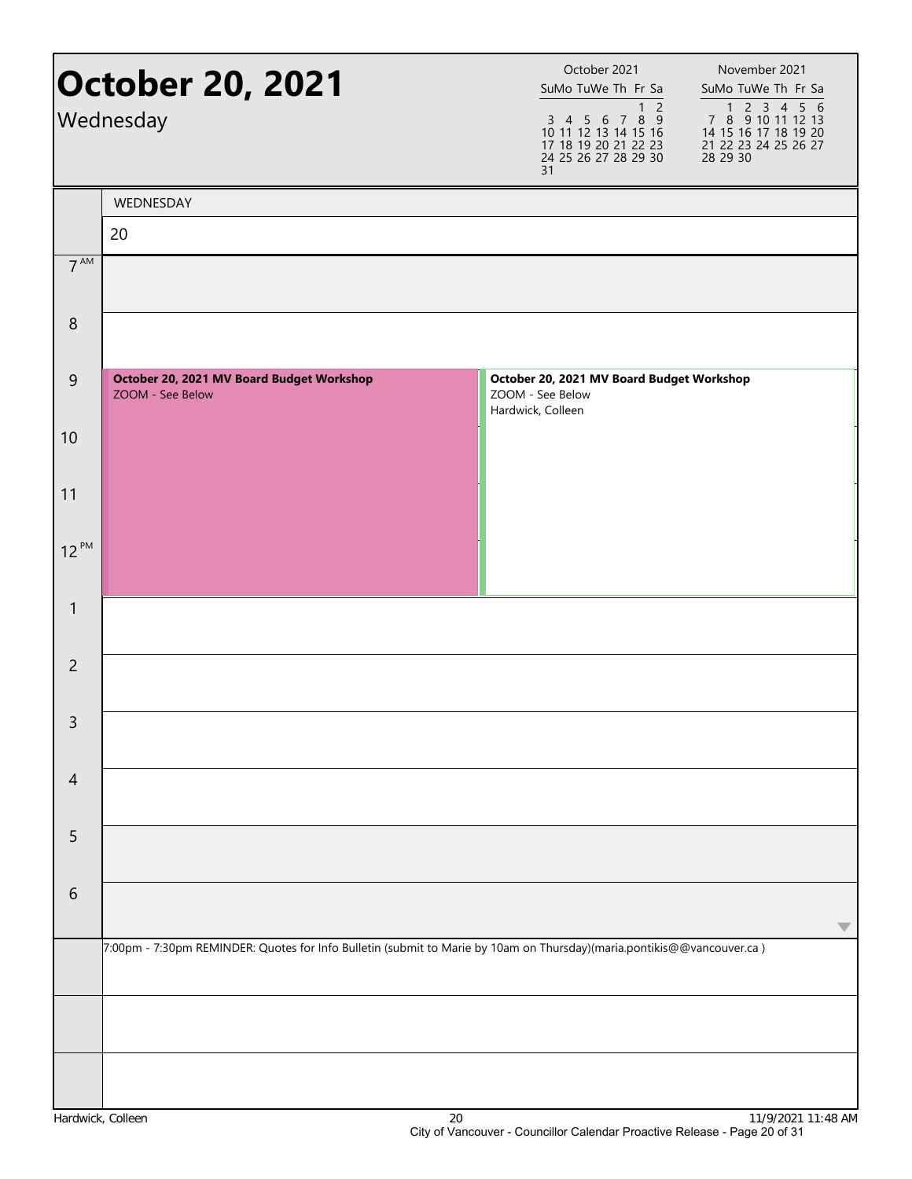# October 20, 2021

Wednesday

| October 2021 | | | | | | |
|---|---|---|---|---|---|---|
| Su | Mo | Tu | We | Th | Fr | Sa |
| | | | | | 1 | 2 |
| 3 | 4 | 5 | 6 | 7 | 8 | 9 |
| 10 | 11 | 12 | 13 | 14 | 15 | 16 |
| 17 | 18 | 19 | 20 | 21 | 22 | 23 |
| 24 | 25 | 26 | 27 | 28 | 29 | 30 |
| 31 | | | | | | |

| November 2021 | | | | | | |
|---|---|---|---|---|---|---|
| Su | Mo | Tu | We | Th | Fr | Sa |
| | 1 | 2 | 3 | 4 | 5 | 6 |
| 7 | 8 | 9 | 10 | 11 | 12 | 13 |
| 14 | 15 | 16 | 17 | 18 | 19 | 20 |
| 21 | 22 | 23 | 24 | 25 | 26 | 27 |
| 28 | 29 | 30 | | | | |

WEDNESDAY

20

| Time | Events | |
|---|---|---|
| 7 AM | | |
| 8 | | |
| 9 | **October 20, 2021 MV Board Budget Workshop** ZOOM - See Below | **October 20, 2021 MV Board Budget Workshop** ZOOM - See Below Hardwick, Colleen |
| 10 | | |
| 11 | | |
| 12 PM | | |
| 1 | | |
| 2 | | |
| 3 | | |
| 4 | | |
| 5 | | |
| 6 | | |

7:00pm - 7:30pm REMINDER: Quotes for Info Bulletin (submit to Marie by 10am on Thursday)(maria.pontikis@@vancouver.ca )

Hardwick, Colleen

11/9/2021 11:48 AM

City of Vancouver - Councillor Calendar Proactive Release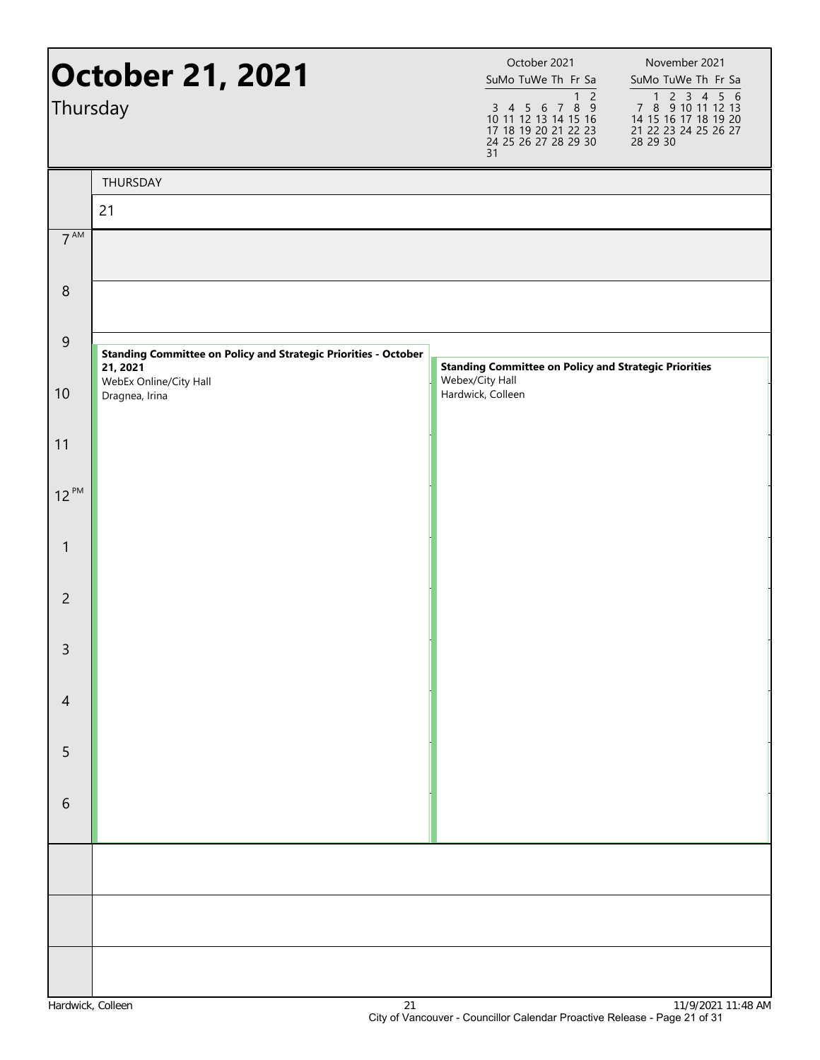# October 21, 2021

Thursday

| October 2021 | | | | | | |
|---|---|---|---|---|---|---|
| Su | Mo | Tu | We | Th | Fr | Sa |
| | | | | | 1 | 2 |
| 3 | 4 | 5 | 6 | 7 | 8 | 9 |
| 10 | 11 | 12 | 13 | 14 | 15 | 16 |
| 17 | 18 | 19 | 20 | 21 | 22 | 23 |
| 24 | 25 | 26 | 27 | 28 | 29 | 30 |
| 31 | | | | | | |

| November 2021 | | | | | | |
|---|---|---|---|---|---|---|
| Su | Mo | Tu | We | Th | Fr | Sa |
| | 1 | 2 | 3 | 4 | 5 | 6 |
| 7 | 8 | 9 | 10 | 11 | 12 | 13 |
| 14 | 15 | 16 | 17 | 18 | 19 | 20 |
| 21 | 22 | 23 | 24 | 25 | 26 | 27 |
| 28 | 29 | 30 | | | | |

THURSDAY

21

| Time | Event |
|---|---|
| 7 AM | |
| 8 | |
| 9 | **Standing Committee on Policy and Strategic Priorities - October 21, 2021** WebEx Online/City Hall Dragnea, Irina |
| 9 | **Standing Committee on Policy and Strategic Priorities** Webex/City Hall Hardwick, Colleen |
| 10 | |
| 11 | |
| 12 PM | |
| 1 | |
| 2 | |
| 3 | |
| 4 | |
| 5 | |
| 6 | |

Hardwick, Colleen

11/9/2021 11:48 AM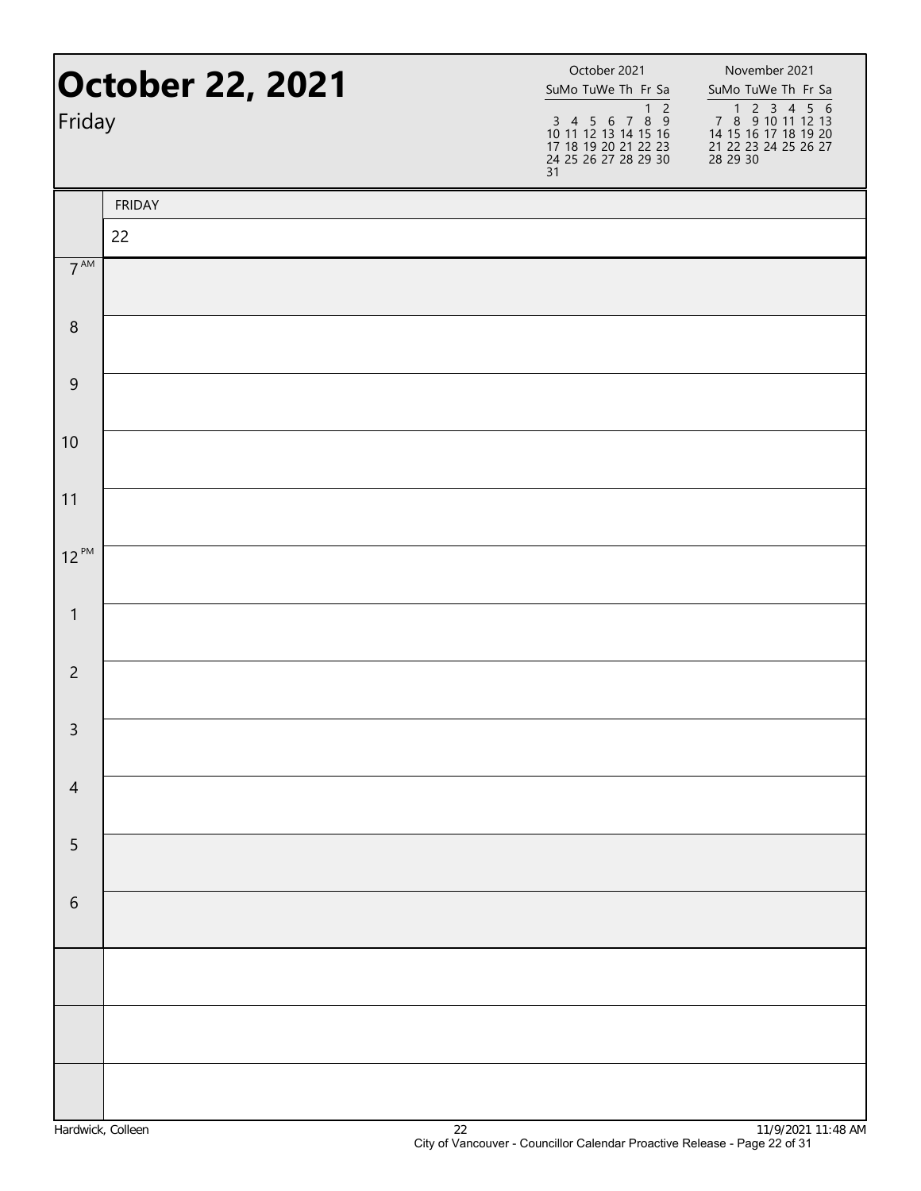# October 22, 2021

Friday

October 2021

| Su | Mo | Tu | We | Th | Fr | Sa |
|---|---|---|---|---|---|---|
| | | | | | 1 | 2 |
| 3 | 4 | 5 | 6 | 7 | 8 | 9 |
| 10 | 11 | 12 | 13 | 14 | 15 | 16 |
| 17 | 18 | 19 | 20 | 21 | 22 | 23 |
| 24 | 25 | 26 | 27 | 28 | 29 | 30 |
| 31 | | | | | | |

November 2021

| Su | Mo | Tu | We | Th | Fr | Sa |
|---|---|---|---|---|---|---|
| | 1 | 2 | 3 | 4 | 5 | 6 |
| 7 | 8 | 9 | 10 | 11 | 12 | 13 |
| 14 | 15 | 16 | 17 | 18 | 19 | 20 |
| 21 | 22 | 23 | 24 | 25 | 26 | 27 |
| 28 | 29 | 30 | | | | |

| | FRIDAY |
|---|---|
| | 22 |
| 7 AM | |
| 8 | |
| 9 | |
| 10 | |
| 11 | |
| 12 PM | |
| 1 | |
| 2 | |
| 3 | |
| 4 | |
| 5 | |
| 6 | |
| | |
| | |
| | |

Hardwick, Colleen

11/9/2021 11:48 AM

City of Vancouver - Councillor Calendar Proactive Release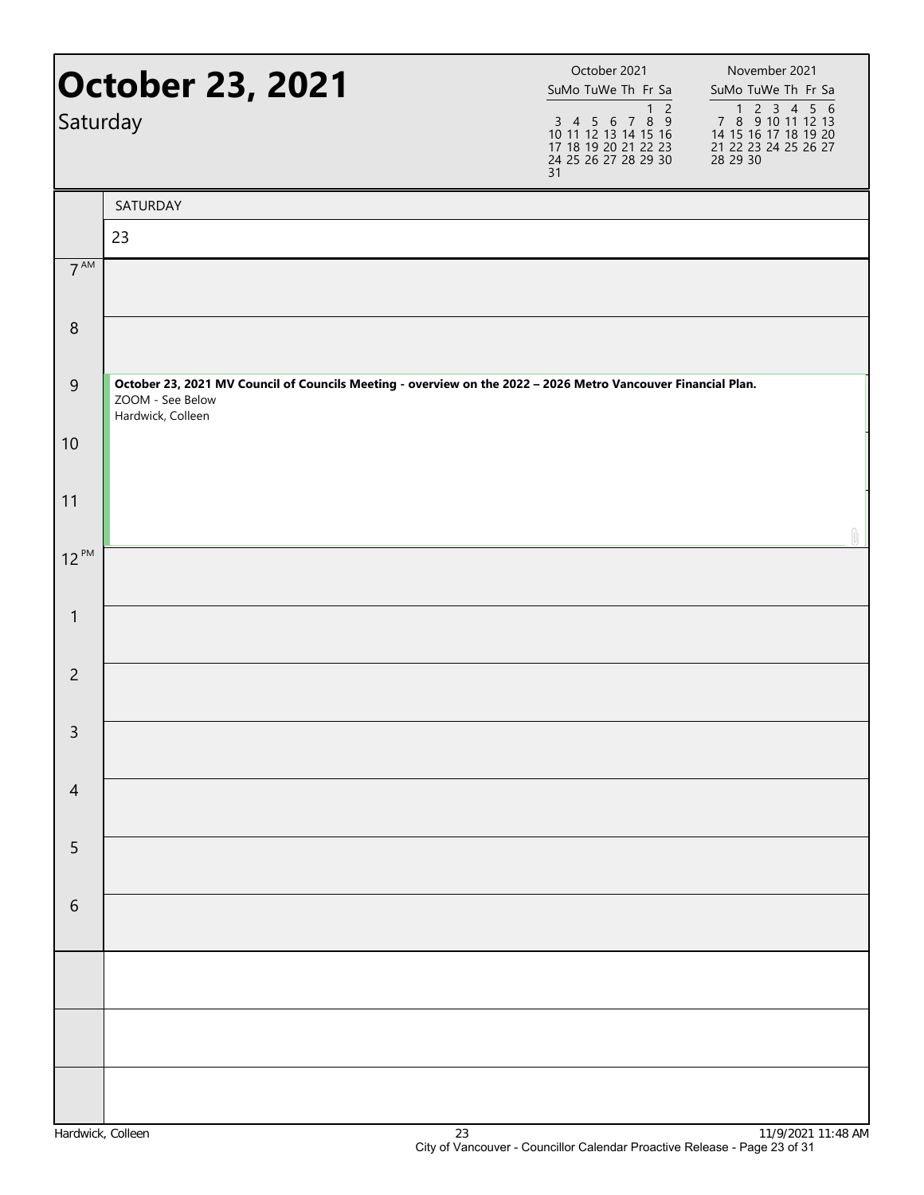# October 23, 2021

Saturday

| October 2021 | | | | | | |
|---|---|---|---|---|---|---|
| Su | Mo | Tu | We | Th | Fr | Sa |
| | | | | | 1 | 2 |
| 3 | 4 | 5 | 6 | 7 | 8 | 9 |
| 10 | 11 | 12 | 13 | 14 | 15 | 16 |
| 17 | 18 | 19 | 20 | 21 | 22 | 23 |
| 24 | 25 | 26 | 27 | 28 | 29 | 30 |
| 31 | | | | | | |

| November 2021 | | | | | | |
|---|---|---|---|---|---|---|
| Su | Mo | Tu | We | Th | Fr | Sa |
| | 1 | 2 | 3 | 4 | 5 | 6 |
| 7 | 8 | 9 | 10 | 11 | 12 | 13 |
| 14 | 15 | 16 | 17 | 18 | 19 | 20 |
| 21 | 22 | 23 | 24 | 25 | 26 | 27 |
| 28 | 29 | 30 | | | | |

SATURDAY

23

| Time | Event |
|---|---|
| 7 AM | |
| 8 | |
| 9 | **October 23, 2021 MV Council of Councils Meeting - overview on the 2022 – 2026 Metro Vancouver Financial Plan.** ZOOM - See Below Hardwick, Colleen |
| 10 | |
| 11 | |
| 12 PM | |
| 1 | |
| 2 | |
| 3 | |
| 4 | |
| 5 | |
| 6 | |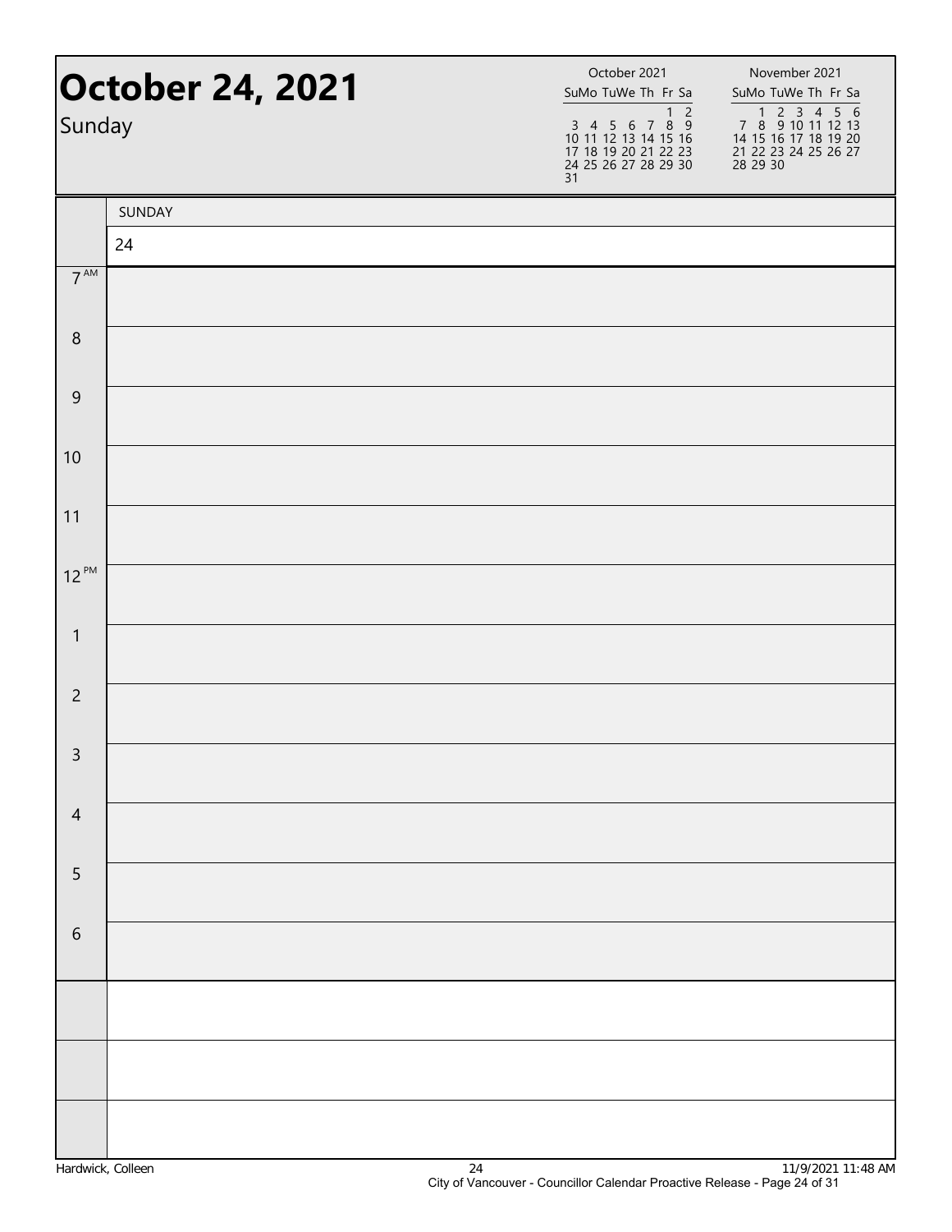# October 24, 2021

Sunday

**October 2021**

| Su | Mo | Tu | We | Th | Fr | Sa |
|---|---|---|---|---|---|---|
| | | | | | 1 | 2 |
| 3 | 4 | 5 | 6 | 7 | 8 | 9 |
| 10 | 11 | 12 | 13 | 14 | 15 | 16 |
| 17 | 18 | 19 | 20 | 21 | 22 | 23 |
| 24 | 25 | 26 | 27 | 28 | 29 | 30 |
| 31 | | | | | | |

**November 2021**

| Su | Mo | Tu | We | Th | Fr | Sa |
|---|---|---|---|---|---|---|
| | 1 | 2 | 3 | 4 | 5 | 6 |
| 7 | 8 | 9 | 10 | 11 | 12 | 13 |
| 14 | 15 | 16 | 17 | 18 | 19 | 20 |
| 21 | 22 | 23 | 24 | 25 | 26 | 27 |
| 28 | 29 | 30 | | | | |

| | SUNDAY |
|---|---|
| | 24 |
| 7 AM | |
| 8 | |
| 9 | |
| 10 | |
| 11 | |
| 12 PM | |
| 1 | |
| 2 | |
| 3 | |
| 4 | |
| 5 | |
| 6 | |
| | |
| | |
| | |

Hardwick, Colleen 24 11/9/2021 11:48 AM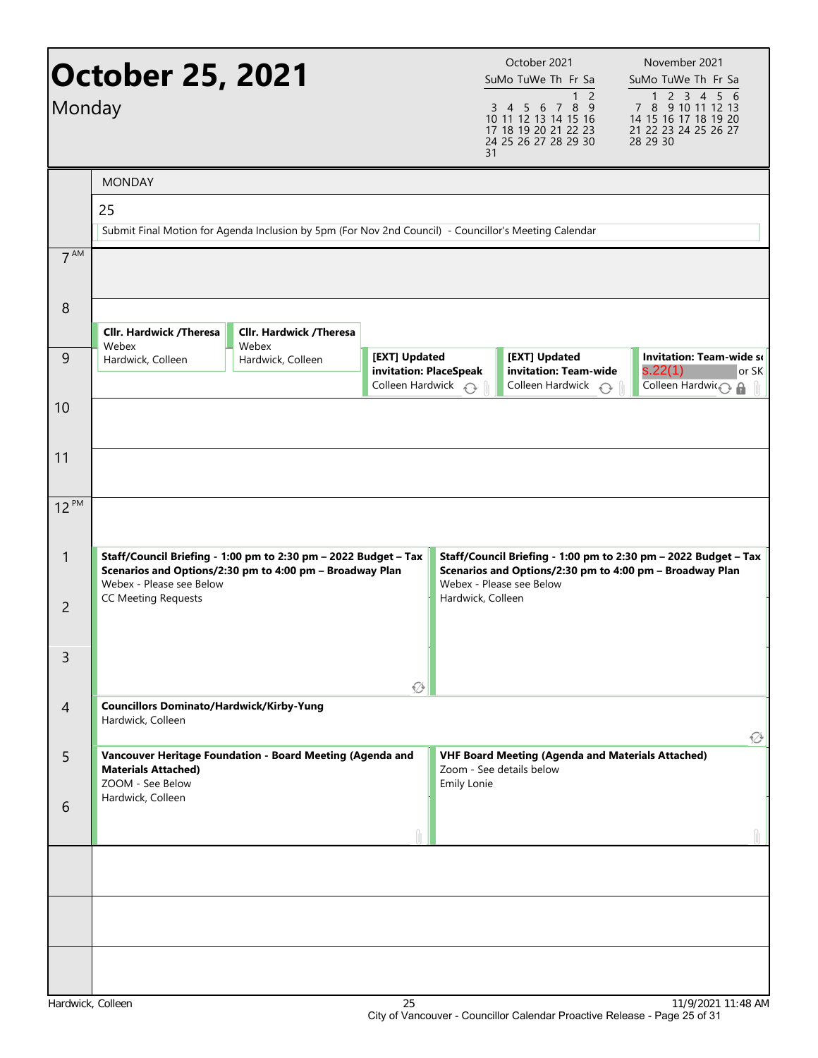# October 25, 2021

Monday

| October 2021 | | | | | | |
|---|---|---|---|---|---|---|
| Su | Mo | Tu | We | Th | Fr | Sa |
| | | | | | 1 | 2 |
| 3 | 4 | 5 | 6 | 7 | 8 | 9 |
| 10 | 11 | 12 | 13 | 14 | 15 | 16 |
| 17 | 18 | 19 | 20 | 21 | 22 | 23 |
| 24 | 25 | 26 | 27 | 28 | 29 | 30 |
| 31 | | | | | | |

| November 2021 | | | | | | |
|---|---|---|---|---|---|---|
| Su | Mo | Tu | We | Th | Fr | Sa |
| | 1 | 2 | 3 | 4 | 5 | 6 |
| 7 | 8 | 9 | 10 | 11 | 12 | 13 |
| 14 | 15 | 16 | 17 | 18 | 19 | 20 |
| 21 | 22 | 23 | 24 | 25 | 26 | 27 |
| 28 | 29 | 30 | | | | |

## MONDAY 25

Submit Final Motion for Agenda Inclusion by 5pm (For Nov 2nd Council) - Councillor's Meeting Calendar

**7 AM**

**8**

- **Cllr. Hardwick /Theresa** — Webex — Hardwick, Colleen
- **Cllr. Hardwick /Theresa** — Webex — Hardwick, Colleen

**9**

- **[EXT] Updated invitation: PlaceSpeak** — Colleen Hardwick
- **[EXT] Updated invitation: Team-wide** — Colleen Hardwick
- **Invitation: Team-wide s** — s.22(1) or SK — Colleen Hardwick

**10**

**11**

**12 PM**

**1**

- **Staff/Council Briefing - 1:00 pm to 2:30 pm – 2022 Budget – Tax Scenarios and Options/2:30 pm to 4:00 pm – Broadway Plan** — Webex - Please see Below — CC Meeting Requests
- **Staff/Council Briefing - 1:00 pm to 2:30 pm – 2022 Budget – Tax Scenarios and Options/2:30 pm to 4:00 pm – Broadway Plan** — Webex - Please see Below — Hardwick, Colleen

**2**

**3**

**4**

- **Councillors Dominato/Hardwick/Kirby-Yung** — Hardwick, Colleen

**5**

- **Vancouver Heritage Foundation - Board Meeting (Agenda and Materials Attached)** — ZOOM - See Below — Hardwick, Colleen
- **VHF Board Meeting (Agenda and Materials Attached)** — Zoom - See details below — Emily Lonie

**6**

Hardwick, Colleen — 11/9/2021 11:48 AM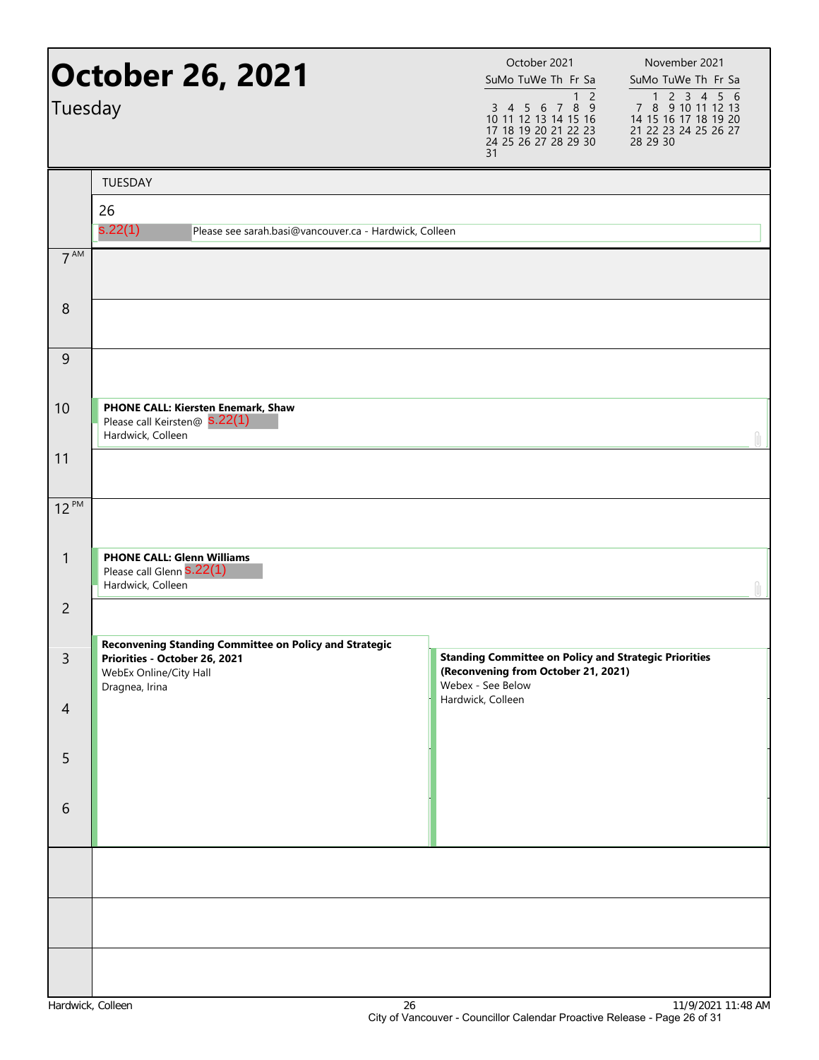# October 26, 2021

Tuesday

| October 2021 | | | | | | |
|---|---|---|---|---|---|---|
| Su | Mo | Tu | We | Th | Fr | Sa |
| | | | | | 1 | 2 |
| 3 | 4 | 5 | 6 | 7 | 8 | 9 |
| 10 | 11 | 12 | 13 | 14 | 15 | 16 |
| 17 | 18 | 19 | 20 | 21 | 22 | 23 |
| 24 | 25 | 26 | 27 | 28 | 29 | 30 |
| 31 | | | | | | |

| November 2021 | | | | | | |
|---|---|---|---|---|---|---|
| Su | Mo | Tu | We | Th | Fr | Sa |
| | 1 | 2 | 3 | 4 | 5 | 6 |
| 7 | 8 | 9 | 10 | 11 | 12 | 13 |
| 14 | 15 | 16 | 17 | 18 | 19 | 20 |
| 21 | 22 | 23 | 24 | 25 | 26 | 27 |
| 28 | 29 | 30 | | | | |

TUESDAY

26

s.22(1) Please see sarah.basi@vancouver.ca - Hardwick, Colleen

| Time | Events |
|---|---|
| 7 AM | |
| 8 | |
| 9 | |
| 10 | **PHONE CALL: Kiersten Enemark, Shaw** Please call Keirsten@ s.22(1) Hardwick, Colleen |
| 11 | |
| 12 PM | |
| 1 | **PHONE CALL: Glenn Williams** Please call Glenn s.22(1) Hardwick, Colleen |
| 2 | |
| 3 | **Reconvening Standing Committee on Policy and Strategic Priorities - October 26, 2021** WebEx Online/City Hall Dragnea, Irina; **Standing Committee on Policy and Strategic Priorities (Reconvening from October 21, 2021)** Webex - See Below Hardwick, Colleen |
| 4 | |
| 5 | |
| 6 | |

Hardwick, Colleen — 11/9/2021 11:48 AM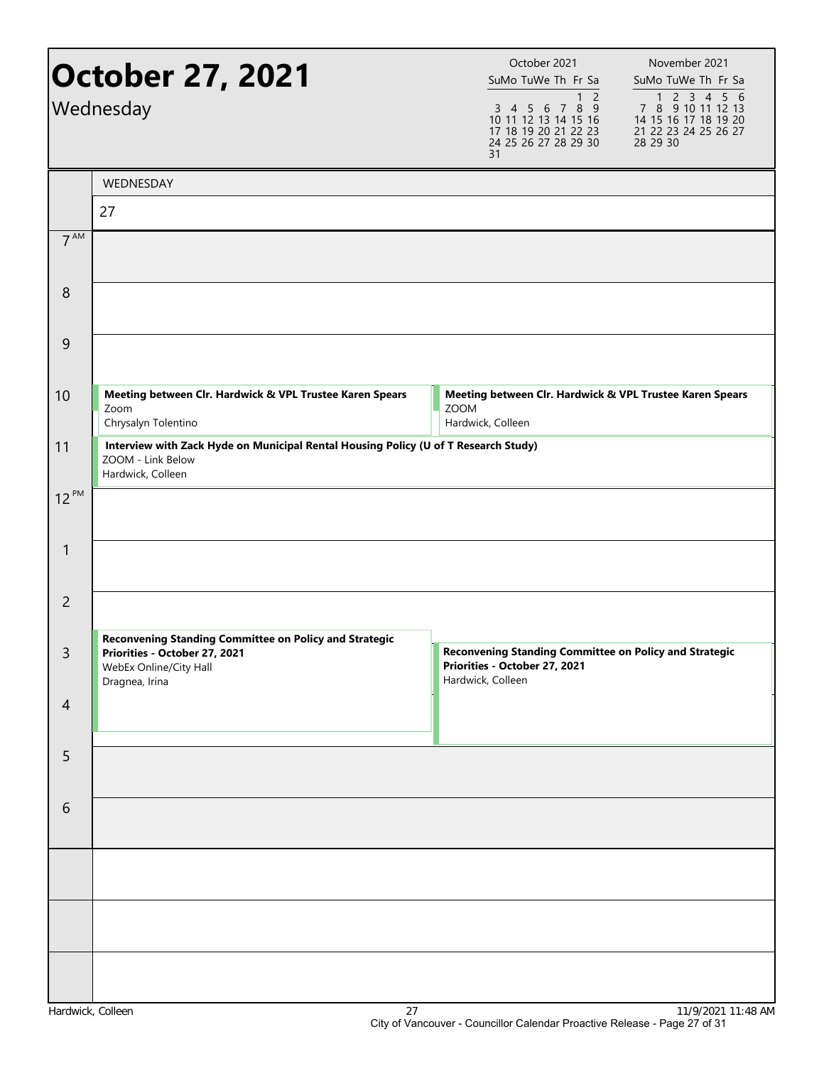# October 27, 2021

Wednesday

| October 2021 | | | | | | |
|---|---|---|---|---|---|---|
| Su | Mo | Tu | We | Th | Fr | Sa |
| | | | | | 1 | 2 |
| 3 | 4 | 5 | 6 | 7 | 8 | 9 |
| 10 | 11 | 12 | 13 | 14 | 15 | 16 |
| 17 | 18 | 19 | 20 | 21 | 22 | 23 |
| 24 | 25 | 26 | 27 | 28 | 29 | 30 |
| 31 | | | | | | |

| November 2021 | | | | | | |
|---|---|---|---|---|---|---|
| Su | Mo | Tu | We | Th | Fr | Sa |
| | 1 | 2 | 3 | 4 | 5 | 6 |
| 7 | 8 | 9 | 10 | 11 | 12 | 13 |
| 14 | 15 | 16 | 17 | 18 | 19 | 20 |
| 21 | 22 | 23 | 24 | 25 | 26 | 27 |
| 28 | 29 | 30 | | | | |

WEDNESDAY

27

**7 AM**

**8**

**9**

**10**

- **Meeting between Clr. Hardwick & VPL Trustee Karen Spears**
  Zoom
  Chrysalyn Tolentino
- **Meeting between Clr. Hardwick & VPL Trustee Karen Spears**
  ZOOM
  Hardwick, Colleen

**11**

- **Interview with Zack Hyde on Municipal Rental Housing Policy (U of T Research Study)**
  ZOOM - Link Below
  Hardwick, Colleen

**12 PM**

**1**

**2**

**3**

- **Reconvening Standing Committee on Policy and Strategic Priorities - October 27, 2021**
  WebEx Online/City Hall
  Dragnea, Irina
- **Reconvening Standing Committee on Policy and Strategic Priorities - October 27, 2021**
  Hardwick, Colleen

**4**

**5**

**6**

Hardwick, Colleen

11/9/2021 11:48 AM

City of Vancouver - Councillor Calendar Proactive Release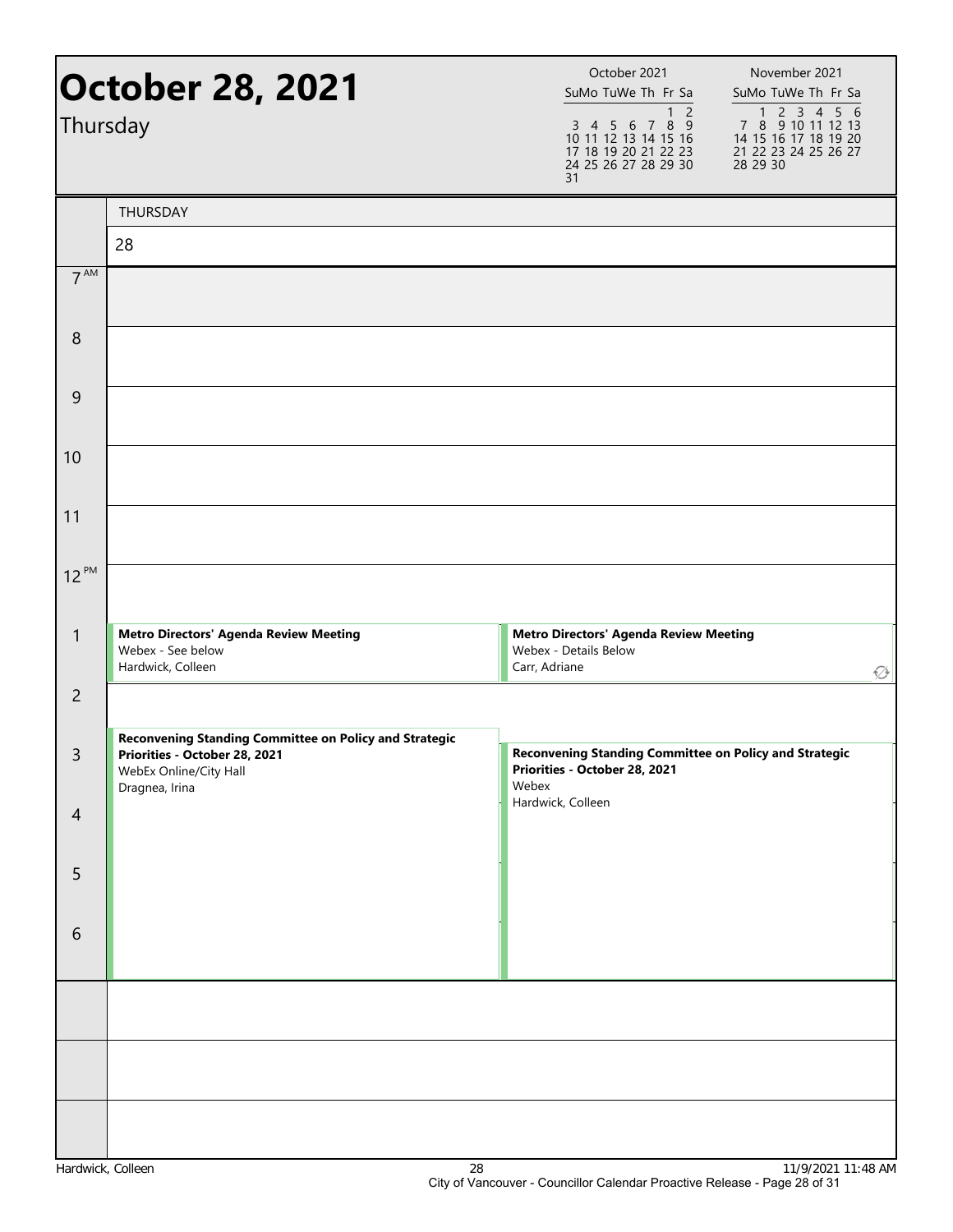# October 28, 2021

Thursday

| October 2021 | | | | | | |
|---|---|---|---|---|---|---|
| Su | Mo | Tu | We | Th | Fr | Sa |
| | | | | | 1 | 2 |
| 3 | 4 | 5 | 6 | 7 | 8 | 9 |
| 10 | 11 | 12 | 13 | 14 | 15 | 16 |
| 17 | 18 | 19 | 20 | 21 | 22 | 23 |
| 24 | 25 | 26 | 27 | 28 | 29 | 30 |
| 31 | | | | | | |

| November 2021 | | | | | | |
|---|---|---|---|---|---|---|
| Su | Mo | Tu | We | Th | Fr | Sa |
| | 1 | 2 | 3 | 4 | 5 | 6 |
| 7 | 8 | 9 | 10 | 11 | 12 | 13 |
| 14 | 15 | 16 | 17 | 18 | 19 | 20 |
| 21 | 22 | 23 | 24 | 25 | 26 | 27 |
| 28 | 29 | 30 | | | | |

THURSDAY 28

| Time | Event | Event |
|---|---|---|
| 7 AM | | |
| 8 | | |
| 9 | | |
| 10 | | |
| 11 | | |
| 12 PM | | |
| 1 | **Metro Directors' Agenda Review Meeting**<br>Webex - See below<br>Hardwick, Colleen | **Metro Directors' Agenda Review Meeting**<br>Webex - Details Below<br>Carr, Adriane |
| 2 | | |
| 3 | **Reconvening Standing Committee on Policy and Strategic Priorities - October 28, 2021**<br>WebEx Online/City Hall<br>Dragnea, Irina | **Reconvening Standing Committee on Policy and Strategic Priorities - October 28, 2021**<br>Webex<br>Hardwick, Colleen |
| 4 | | |
| 5 | | |
| 6 | | |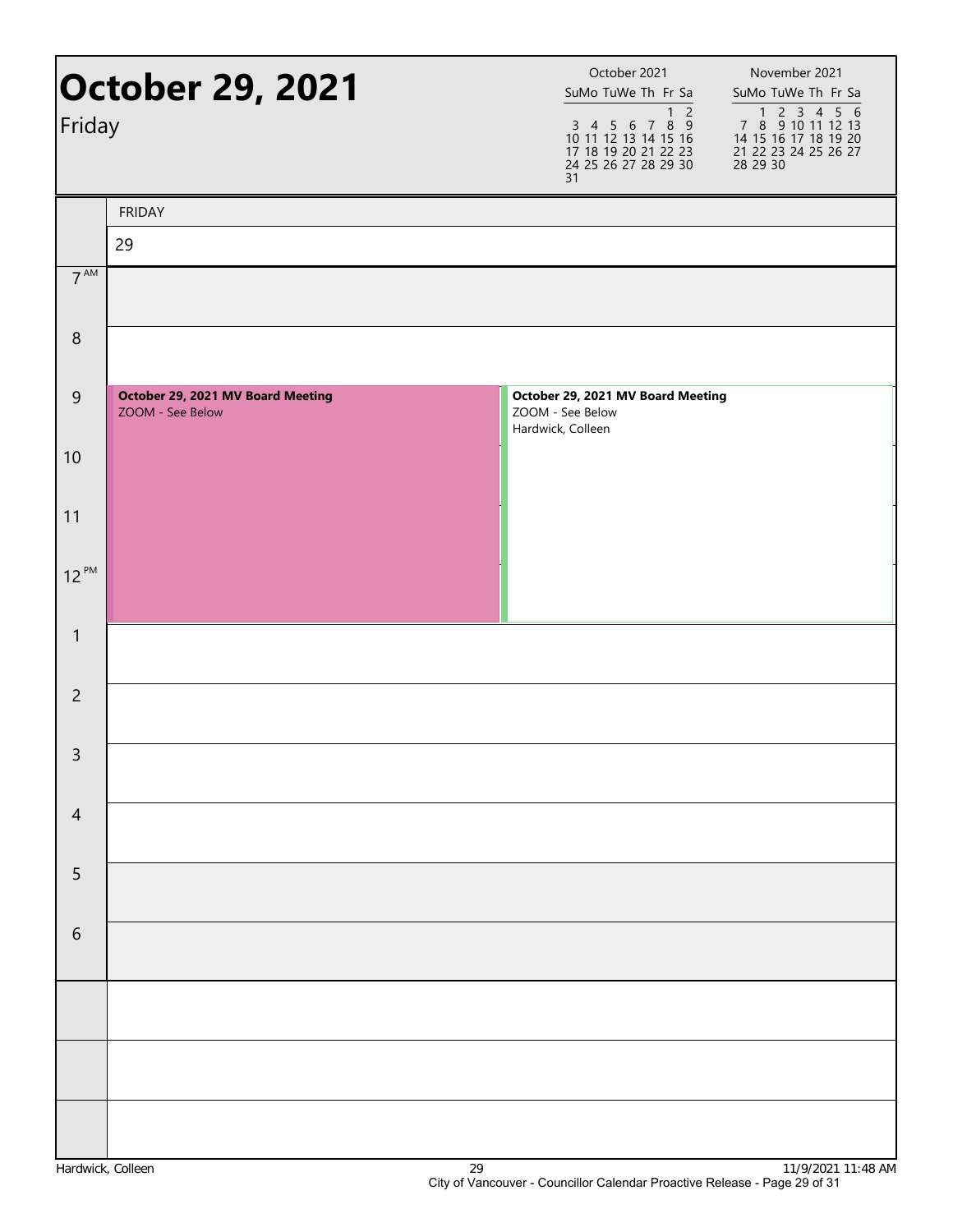# October 29, 2021

Friday

| October 2021 | | | | | | |
|---|---|---|---|---|---|---|
| Su | Mo | Tu | We | Th | Fr | Sa |
| | | | | | 1 | 2 |
| 3 | 4 | 5 | 6 | 7 | 8 | 9 |
| 10 | 11 | 12 | 13 | 14 | 15 | 16 |
| 17 | 18 | 19 | 20 | 21 | 22 | 23 |
| 24 | 25 | 26 | 27 | 28 | 29 | 30 |
| 31 | | | | | | |

| November 2021 | | | | | | |
|---|---|---|---|---|---|---|
| Su | Mo | Tu | We | Th | Fr | Sa |
| | 1 | 2 | 3 | 4 | 5 | 6 |
| 7 | 8 | 9 | 10 | 11 | 12 | 13 |
| 14 | 15 | 16 | 17 | 18 | 19 | 20 |
| 21 | 22 | 23 | 24 | 25 | 26 | 27 |
| 28 | 29 | 30 | | | | |

FRIDAY 29

| Time | Events | |
|---|---|---|
| 7 AM | | |
| 8 | | |
| 9 | **October 29, 2021 MV Board Meeting** ZOOM - See Below | **October 29, 2021 MV Board Meeting** ZOOM - See Below Hardwick, Colleen |
| 10 | | |
| 11 | | |
| 12 PM | | |
| 1 | | |
| 2 | | |
| 3 | | |
| 4 | | |
| 5 | | |
| 6 | | |

Hardwick, Colleen

11/9/2021 11:48 AM

City of Vancouver - Councillor Calendar Proactive Release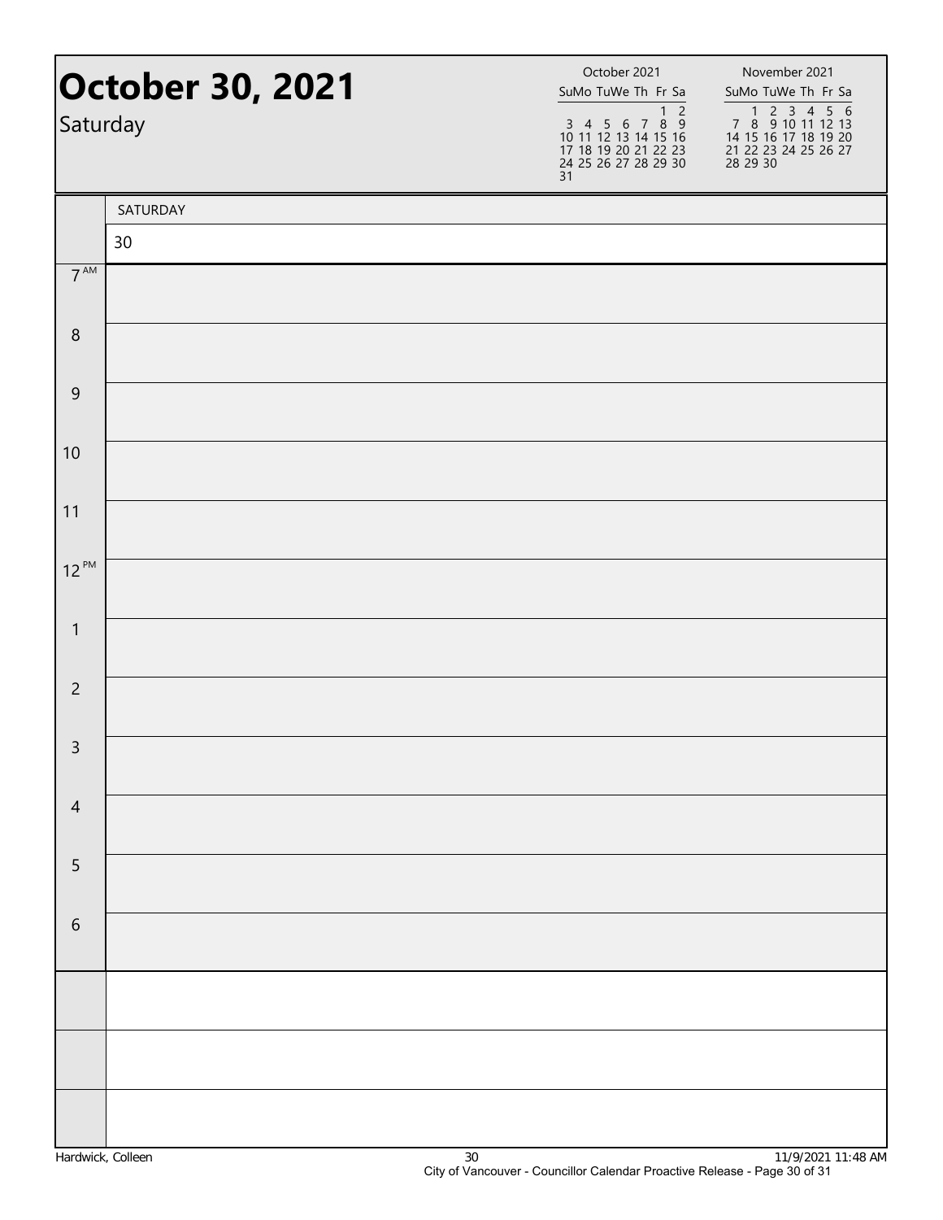# October 30, 2021

Saturday

October 2021

| Su | Mo | Tu | We | Th | Fr | Sa |
|---|---|---|---|---|---|---|
| | | | | | 1 | 2 |
| 3 | 4 | 5 | 6 | 7 | 8 | 9 |
| 10 | 11 | 12 | 13 | 14 | 15 | 16 |
| 17 | 18 | 19 | 20 | 21 | 22 | 23 |
| 24 | 25 | 26 | 27 | 28 | 29 | 30 |
| 31 | | | | | | |

November 2021

| Su | Mo | Tu | We | Th | Fr | Sa |
|---|---|---|---|---|---|---|
| | 1 | 2 | 3 | 4 | 5 | 6 |
| 7 | 8 | 9 | 10 | 11 | 12 | 13 |
| 14 | 15 | 16 | 17 | 18 | 19 | 20 |
| 21 | 22 | 23 | 24 | 25 | 26 | 27 |
| 28 | 29 | 30 | | | | |

| | SATURDAY |
|---|---|
| | 30 |
| 7 AM | |
| 8 | |
| 9 | |
| 10 | |
| 11 | |
| 12 PM | |
| 1 | |
| 2 | |
| 3 | |
| 4 | |
| 5 | |
| 6 | |
| | |
| | |
| | |

Hardwick, Colleen

11/9/2021 11:48 AM

City of Vancouver - Councillor Calendar Proactive Release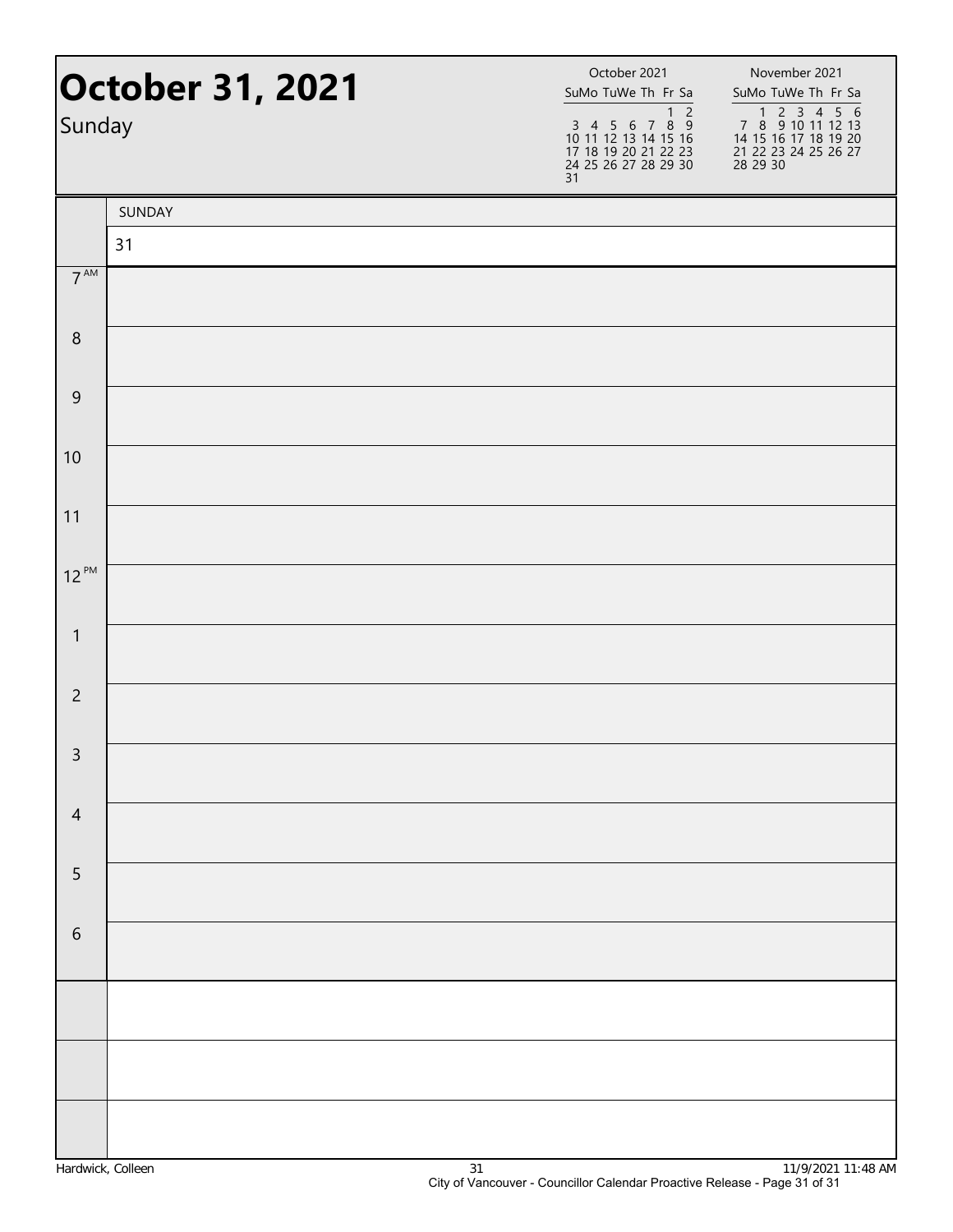# October 31, 2021

Sunday

October 2021

| Su | Mo | Tu | We | Th | Fr | Sa |
|---|---|---|---|---|---|---|
| | | | | | 1 | 2 |
| 3 | 4 | 5 | 6 | 7 | 8 | 9 |
| 10 | 11 | 12 | 13 | 14 | 15 | 16 |
| 17 | 18 | 19 | 20 | 21 | 22 | 23 |
| 24 | 25 | 26 | 27 | 28 | 29 | 30 |
| 31 | | | | | | |

November 2021

| Su | Mo | Tu | We | Th | Fr | Sa |
|---|---|---|---|---|---|---|
| | 1 | 2 | 3 | 4 | 5 | 6 |
| 7 | 8 | 9 | 10 | 11 | 12 | 13 |
| 14 | 15 | 16 | 17 | 18 | 19 | 20 |
| 21 | 22 | 23 | 24 | 25 | 26 | 27 |
| 28 | 29 | 30 | | | | |

| | SUNDAY |
|---|---|
| | 31 |
| 7 AM | |
| 8 | |
| 9 | |
| 10 | |
| 11 | |
| 12 PM | |
| 1 | |
| 2 | |
| 3 | |
| 4 | |
| 5 | |
| 6 | |
| | |
| | |
| | |

Hardwick, Colleen

11/9/2021 11:48 AM